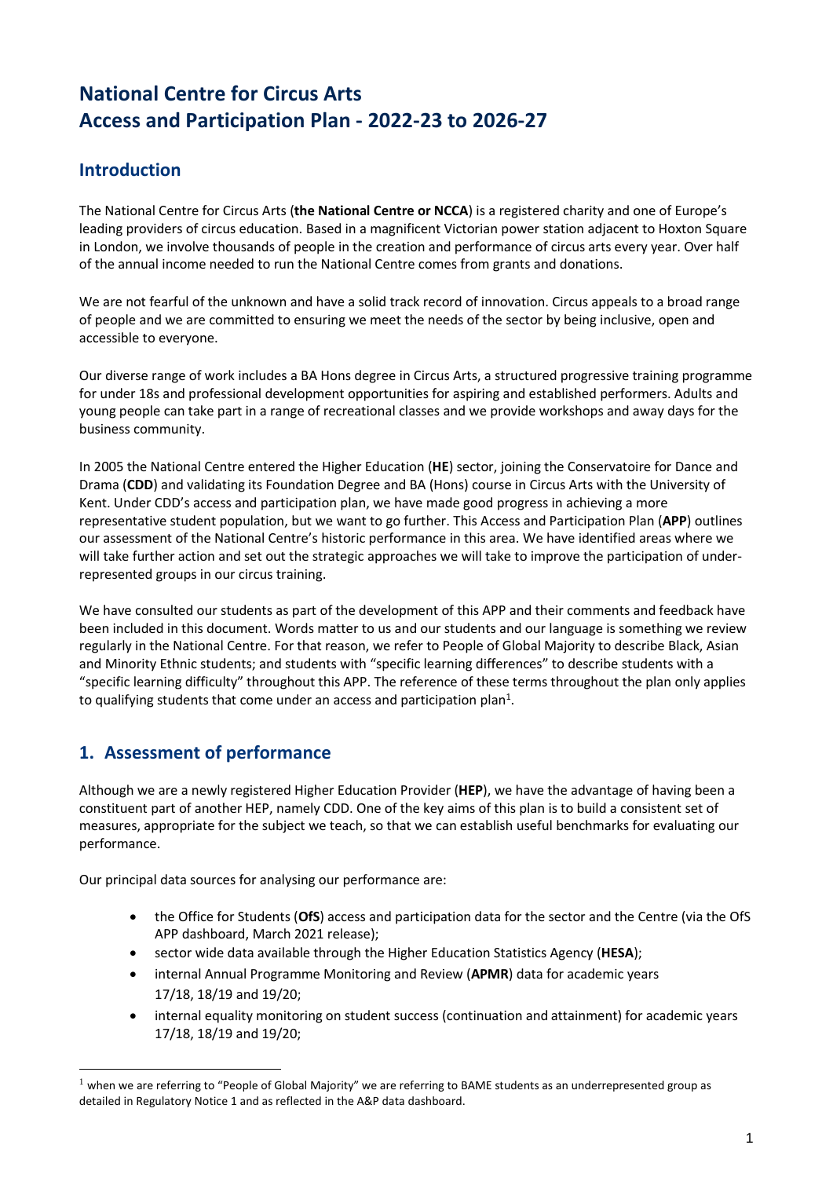# National Centre for Circus Arts
# Access and Participation Plan - 2022-23 to 2026-27

## Introduction

The National Centre for Circus Arts (**the National Centre or NCCA**) is a registered charity and one of Europe's leading providers of circus education. Based in a magnificent Victorian power station adjacent to Hoxton Square in London, we involve thousands of people in the creation and performance of circus arts every year. Over half of the annual income needed to run the National Centre comes from grants and donations.

We are not fearful of the unknown and have a solid track record of innovation. Circus appeals to a broad range of people and we are committed to ensuring we meet the needs of the sector by being inclusive, open and accessible to everyone.

Our diverse range of work includes a BA Hons degree in Circus Arts, a structured progressive training programme for under 18s and professional development opportunities for aspiring and established performers. Adults and young people can take part in a range of recreational classes and we provide workshops and away days for the business community.

In 2005 the National Centre entered the Higher Education (**HE**) sector, joining the Conservatoire for Dance and Drama (**CDD**) and validating its Foundation Degree and BA (Hons) course in Circus Arts with the University of Kent. Under CDD's access and participation plan, we have made good progress in achieving a more representative student population, but we want to go further. This Access and Participation Plan (**APP**) outlines our assessment of the National Centre's historic performance in this area. We have identified areas where we will take further action and set out the strategic approaches we will take to improve the participation of under-represented groups in our circus training.

We have consulted our students as part of the development of this APP and their comments and feedback have been included in this document. Words matter to us and our students and our language is something we review regularly in the National Centre. For that reason, we refer to People of Global Majority to describe Black, Asian and Minority Ethnic students; and students with "specific learning differences" to describe students with a "specific learning difficulty" throughout this APP. The reference of these terms throughout the plan only applies to qualifying students that come under an access and participation plan[1].

## 1. Assessment of performance

Although we are a newly registered Higher Education Provider (**HEP**), we have the advantage of having been a constituent part of another HEP, namely CDD. One of the key aims of this plan is to build a consistent set of measures, appropriate for the subject we teach, so that we can establish useful benchmarks for evaluating our performance.

Our principal data sources for analysing our performance are:

- the Office for Students (**OfS**) access and participation data for the sector and the Centre (via the OfS APP dashboard, March 2021 release);
- sector wide data available through the Higher Education Statistics Agency (**HESA**);
- internal Annual Programme Monitoring and Review (**APMR**) data for academic years 17/18, 18/19 and 19/20;
- internal equality monitoring on student success (continuation and attainment) for academic years 17/18, 18/19 and 19/20;

[1] when we are referring to "People of Global Majority" we are referring to BAME students as an underrepresented group as detailed in Regulatory Notice 1 and as reflected in the A&P data dashboard.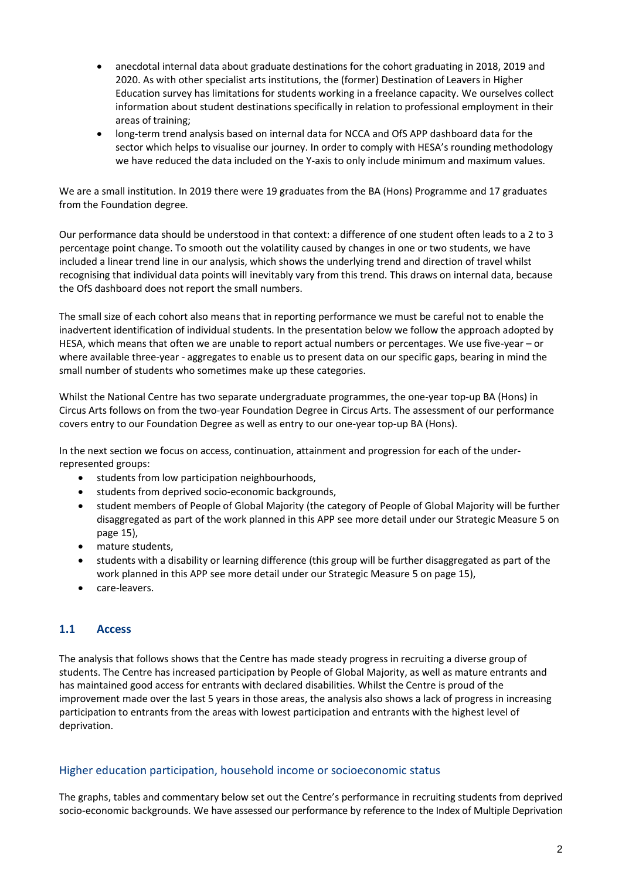- anecdotal internal data about graduate destinations for the cohort graduating in 2018, 2019 and 2020. As with other specialist arts institutions, the (former) Destination of Leavers in Higher Education survey has limitations for students working in a freelance capacity. We ourselves collect information about student destinations specifically in relation to professional employment in their areas of training;
- long-term trend analysis based on internal data for NCCA and OfS APP dashboard data for the sector which helps to visualise our journey. In order to comply with HESA's rounding methodology we have reduced the data included on the Y-axis to only include minimum and maximum values.

We are a small institution. In 2019 there were 19 graduates from the BA (Hons) Programme and 17 graduates from the Foundation degree.

Our performance data should be understood in that context: a difference of one student often leads to a 2 to 3 percentage point change. To smooth out the volatility caused by changes in one or two students, we have included a linear trend line in our analysis, which shows the underlying trend and direction of travel whilst recognising that individual data points will inevitably vary from this trend. This draws on internal data, because the OfS dashboard does not report the small numbers.

The small size of each cohort also means that in reporting performance we must be careful not to enable the inadvertent identification of individual students. In the presentation below we follow the approach adopted by HESA, which means that often we are unable to report actual numbers or percentages. We use five-year – or where available three-year - aggregates to enable us to present data on our specific gaps, bearing in mind the small number of students who sometimes make up these categories.

Whilst the National Centre has two separate undergraduate programmes, the one-year top-up BA (Hons) in Circus Arts follows on from the two-year Foundation Degree in Circus Arts. The assessment of our performance covers entry to our Foundation Degree as well as entry to our one-year top-up BA (Hons).

In the next section we focus on access, continuation, attainment and progression for each of the under-represented groups:

- students from low participation neighbourhoods,
- students from deprived socio-economic backgrounds,
- student members of People of Global Majority (the category of People of Global Majority will be further disaggregated as part of the work planned in this APP see more detail under our Strategic Measure 5 on page 15),
- mature students,
- students with a disability or learning difference (this group will be further disaggregated as part of the work planned in this APP see more detail under our Strategic Measure 5 on page 15),
- care-leavers.

## 1.1 Access

The analysis that follows shows that the Centre has made steady progress in recruiting a diverse group of students. The Centre has increased participation by People of Global Majority, as well as mature entrants and has maintained good access for entrants with declared disabilities. Whilst the Centre is proud of the improvement made over the last 5 years in those areas, the analysis also shows a lack of progress in increasing participation to entrants from the areas with lowest participation and entrants with the highest level of deprivation.

### Higher education participation, household income or socioeconomic status

The graphs, tables and commentary below set out the Centre's performance in recruiting students from deprived socio-economic backgrounds. We have assessed our performance by reference to the Index of Multiple Deprivation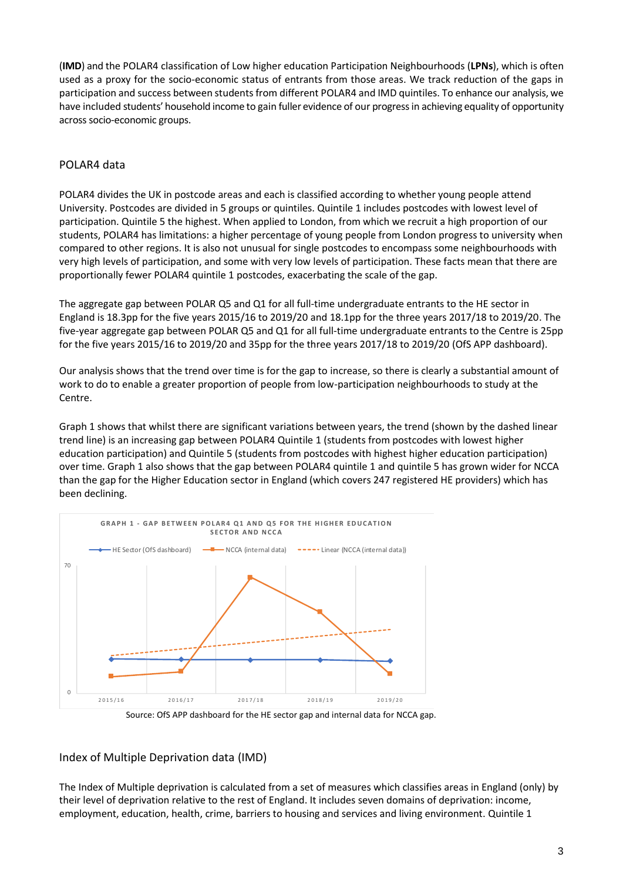(**IMD**) and the POLAR4 classification of Low higher education Participation Neighbourhoods (**LPNs**), which is often used as a proxy for the socio-economic status of entrants from those areas. We track reduction of the gaps in participation and success between students from different POLAR4 and IMD quintiles. To enhance our analysis, we have included students' household income to gain fuller evidence of our progress in achieving equality of opportunity across socio-economic groups.

## POLAR4 data

POLAR4 divides the UK in postcode areas and each is classified according to whether young people attend University. Postcodes are divided in 5 groups or quintiles. Quintile 1 includes postcodes with lowest level of participation. Quintile 5 the highest. When applied to London, from which we recruit a high proportion of our students, POLAR4 has limitations: a higher percentage of young people from London progress to university when compared to other regions. It is also not unusual for single postcodes to encompass some neighbourhoods with very high levels of participation, and some with very low levels of participation. These facts mean that there are proportionally fewer POLAR4 quintile 1 postcodes, exacerbating the scale of the gap.

The aggregate gap between POLAR Q5 and Q1 for all full-time undergraduate entrants to the HE sector in England is 18.3pp for the five years 2015/16 to 2019/20 and 18.1pp for the three years 2017/18 to 2019/20. The five-year aggregate gap between POLAR Q5 and Q1 for all full-time undergraduate entrants to the Centre is 25pp for the five years 2015/16 to 2019/20 and 35pp for the three years 2017/18 to 2019/20 (OfS APP dashboard).

Our analysis shows that the trend over time is for the gap to increase, so there is clearly a substantial amount of work to do to enable a greater proportion of people from low-participation neighbourhoods to study at the Centre.

Graph 1 shows that whilst there are significant variations between years, the trend (shown by the dashed linear trend line) is an increasing gap between POLAR4 Quintile 1 (students from postcodes with lowest higher education participation) and Quintile 5 (students from postcodes with highest higher education participation) over time. Graph 1 also shows that the gap between POLAR4 quintile 1 and quintile 5 has grown wider for NCCA than the gap for the Higher Education sector in England (which covers 247 registered HE providers) which has been declining.

GRAPH 1 - GAP BETWEEN POLAR4 Q1 AND Q5 FOR THE HIGHER EDUCATION SECTOR AND NCCA

Source: OfS APP dashboard for the HE sector gap and internal data for NCCA gap.

## Index of Multiple Deprivation data (IMD)

The Index of Multiple deprivation is calculated from a set of measures which classifies areas in England (only) by their level of deprivation relative to the rest of England. It includes seven domains of deprivation: income, employment, education, health, crime, barriers to housing and services and living environment. Quintile 1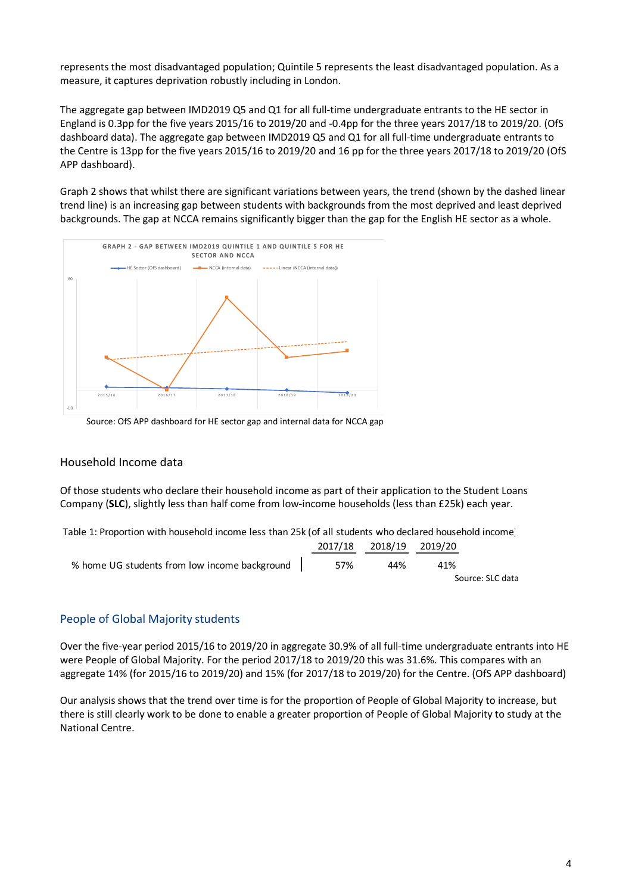represents the most disadvantaged population; Quintile 5 represents the least disadvantaged population. As a measure, it captures deprivation robustly including in London.

The aggregate gap between IMD2019 Q5 and Q1 for all full-time undergraduate entrants to the HE sector in England is 0.3pp for the five years 2015/16 to 2019/20 and -0.4pp for the three years 2017/18 to 2019/20. (OfS dashboard data). The aggregate gap between IMD2019 Q5 and Q1 for all full-time undergraduate entrants to the Centre is 13pp for the five years 2015/16 to 2019/20 and 16 pp for the three years 2017/18 to 2019/20 (OfS APP dashboard).

Graph 2 shows that whilst there are significant variations between years, the trend (shown by the dashed linear trend line) is an increasing gap between students with backgrounds from the most deprived and least deprived backgrounds. The gap at NCCA remains significantly bigger than the gap for the English HE sector as a whole.

GRAPH 2 - GAP BETWEEN IMD2019 QUINTILE 1 AND QUINTILE 5 FOR HE SECTOR AND NCCA

Source: OfS APP dashboard for HE sector gap and internal data for NCCA gap

## Household Income data

Of those students who declare their household income as part of their application to the Student Loans Company (**SLC**), slightly less than half come from low-income households (less than £25k) each year.

Table 1: Proportion with household income less than 25k (of all students who declared household income)

| | 2017/18 | 2018/19 | 2019/20 |
|---|---|---|---|
| % home UG students from low income background | 57% | 44% | 41% |

Source: SLC data

## People of Global Majority students

Over the five-year period 2015/16 to 2019/20 in aggregate 30.9% of all full-time undergraduate entrants into HE were People of Global Majority. For the period 2017/18 to 2019/20 this was 31.6%. This compares with an aggregate 14% (for 2015/16 to 2019/20) and 15% (for 2017/18 to 2019/20) for the Centre. (OfS APP dashboard)

Our analysis shows that the trend over time is for the proportion of People of Global Majority to increase, but there is still clearly work to be done to enable a greater proportion of People of Global Majority to study at the National Centre.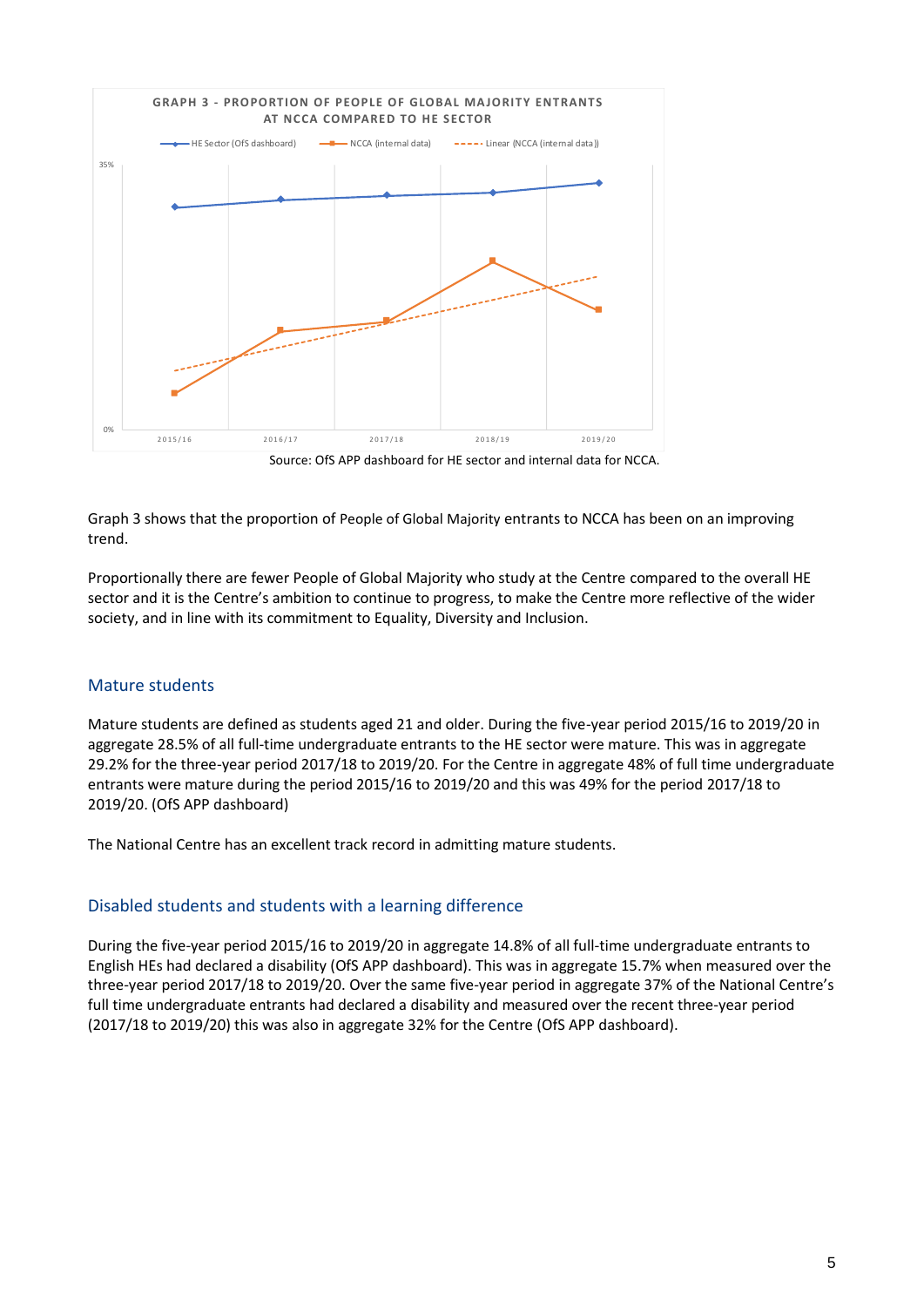GRAPH 3 - PROPORTION OF PEOPLE OF GLOBAL MAJORITY ENTRANTS AT NCCA COMPARED TO HE SECTOR

Source: OfS APP dashboard for HE sector and internal data for NCCA.

Graph 3 shows that the proportion of People of Global Majority entrants to NCCA has been on an improving trend.

Proportionally there are fewer People of Global Majority who study at the Centre compared to the overall HE sector and it is the Centre's ambition to continue to progress, to make the Centre more reflective of the wider society, and in line with its commitment to Equality, Diversity and Inclusion.

## Mature students

Mature students are defined as students aged 21 and older. During the five-year period 2015/16 to 2019/20 in aggregate 28.5% of all full-time undergraduate entrants to the HE sector were mature. This was in aggregate 29.2% for the three-year period 2017/18 to 2019/20. For the Centre in aggregate 48% of full time undergraduate entrants were mature during the period 2015/16 to 2019/20 and this was 49% for the period 2017/18 to 2019/20. (OfS APP dashboard)

The National Centre has an excellent track record in admitting mature students.

## Disabled students and students with a learning difference

During the five-year period 2015/16 to 2019/20 in aggregate 14.8% of all full-time undergraduate entrants to English HEs had declared a disability (OfS APP dashboard). This was in aggregate 15.7% when measured over the three-year period 2017/18 to 2019/20. Over the same five-year period in aggregate 37% of the National Centre's full time undergraduate entrants had declared a disability and measured over the recent three-year period (2017/18 to 2019/20) this was also in aggregate 32% for the Centre (OfS APP dashboard).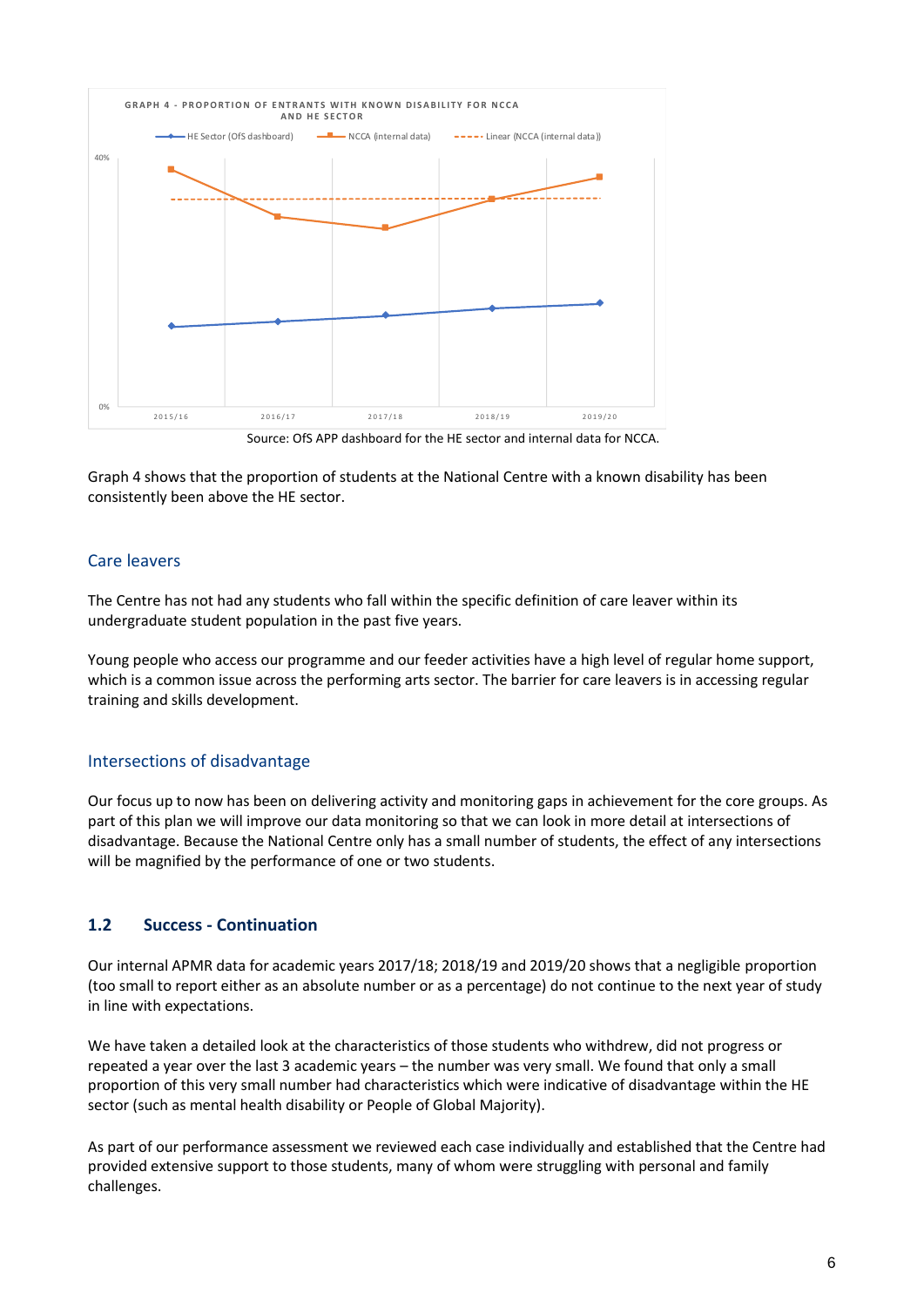GRAPH 4 - PROPORTION OF ENTRANTS WITH KNOWN DISABILITY FOR NCCA AND HE SECTOR

Source: OfS APP dashboard for the HE sector and internal data for NCCA.

Graph 4 shows that the proportion of students at the National Centre with a known disability has been consistently been above the HE sector.

### Care leavers

The Centre has not had any students who fall within the specific definition of care leaver within its undergraduate student population in the past five years.

Young people who access our programme and our feeder activities have a high level of regular home support, which is a common issue across the performing arts sector. The barrier for care leavers is in accessing regular training and skills development.

### Intersections of disadvantage

Our focus up to now has been on delivering activity and monitoring gaps in achievement for the core groups. As part of this plan we will improve our data monitoring so that we can look in more detail at intersections of disadvantage. Because the National Centre only has a small number of students, the effect of any intersections will be magnified by the performance of one or two students.

## 1.2 Success - Continuation

Our internal APMR data for academic years 2017/18; 2018/19 and 2019/20 shows that a negligible proportion (too small to report either as an absolute number or as a percentage) do not continue to the next year of study in line with expectations.

We have taken a detailed look at the characteristics of those students who withdrew, did not progress or repeated a year over the last 3 academic years – the number was very small. We found that only a small proportion of this very small number had characteristics which were indicative of disadvantage within the HE sector (such as mental health disability or People of Global Majority).

As part of our performance assessment we reviewed each case individually and established that the Centre had provided extensive support to those students, many of whom were struggling with personal and family challenges.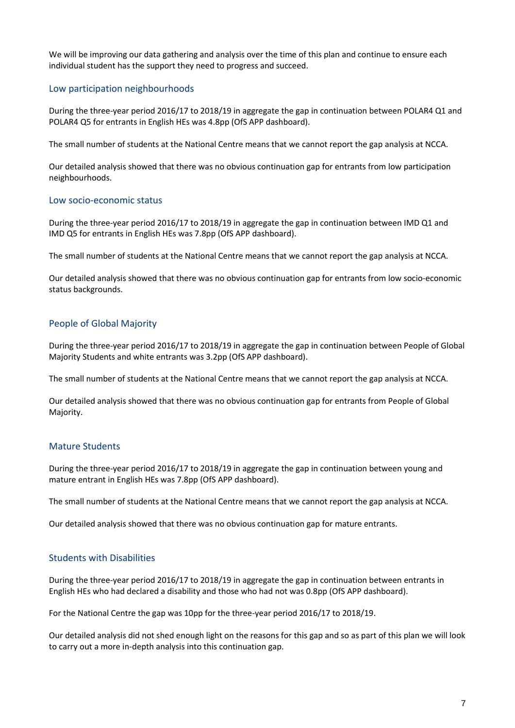We will be improving our data gathering and analysis over the time of this plan and continue to ensure each individual student has the support they need to progress and succeed.

### Low participation neighbourhoods

During the three-year period 2016/17 to 2018/19 in aggregate the gap in continuation between POLAR4 Q1 and POLAR4 Q5 for entrants in English HEs was 4.8pp (OfS APP dashboard).

The small number of students at the National Centre means that we cannot report the gap analysis at NCCA.

Our detailed analysis showed that there was no obvious continuation gap for entrants from low participation neighbourhoods.

### Low socio-economic status

During the three-year period 2016/17 to 2018/19 in aggregate the gap in continuation between IMD Q1 and IMD Q5 for entrants in English HEs was 7.8pp (OfS APP dashboard).

The small number of students at the National Centre means that we cannot report the gap analysis at NCCA.

Our detailed analysis showed that there was no obvious continuation gap for entrants from low socio-economic status backgrounds.

### People of Global Majority

During the three-year period 2016/17 to 2018/19 in aggregate the gap in continuation between People of Global Majority Students and white entrants was 3.2pp (OfS APP dashboard).

The small number of students at the National Centre means that we cannot report the gap analysis at NCCA.

Our detailed analysis showed that there was no obvious continuation gap for entrants from People of Global Majority.

### Mature Students

During the three-year period 2016/17 to 2018/19 in aggregate the gap in continuation between young and mature entrant in English HEs was 7.8pp (OfS APP dashboard).

The small number of students at the National Centre means that we cannot report the gap analysis at NCCA.

Our detailed analysis showed that there was no obvious continuation gap for mature entrants.

### Students with Disabilities

During the three-year period 2016/17 to 2018/19 in aggregate the gap in continuation between entrants in English HEs who had declared a disability and those who had not was 0.8pp (OfS APP dashboard).

For the National Centre the gap was 10pp for the three-year period 2016/17 to 2018/19.

Our detailed analysis did not shed enough light on the reasons for this gap and so as part of this plan we will look to carry out a more in-depth analysis into this continuation gap.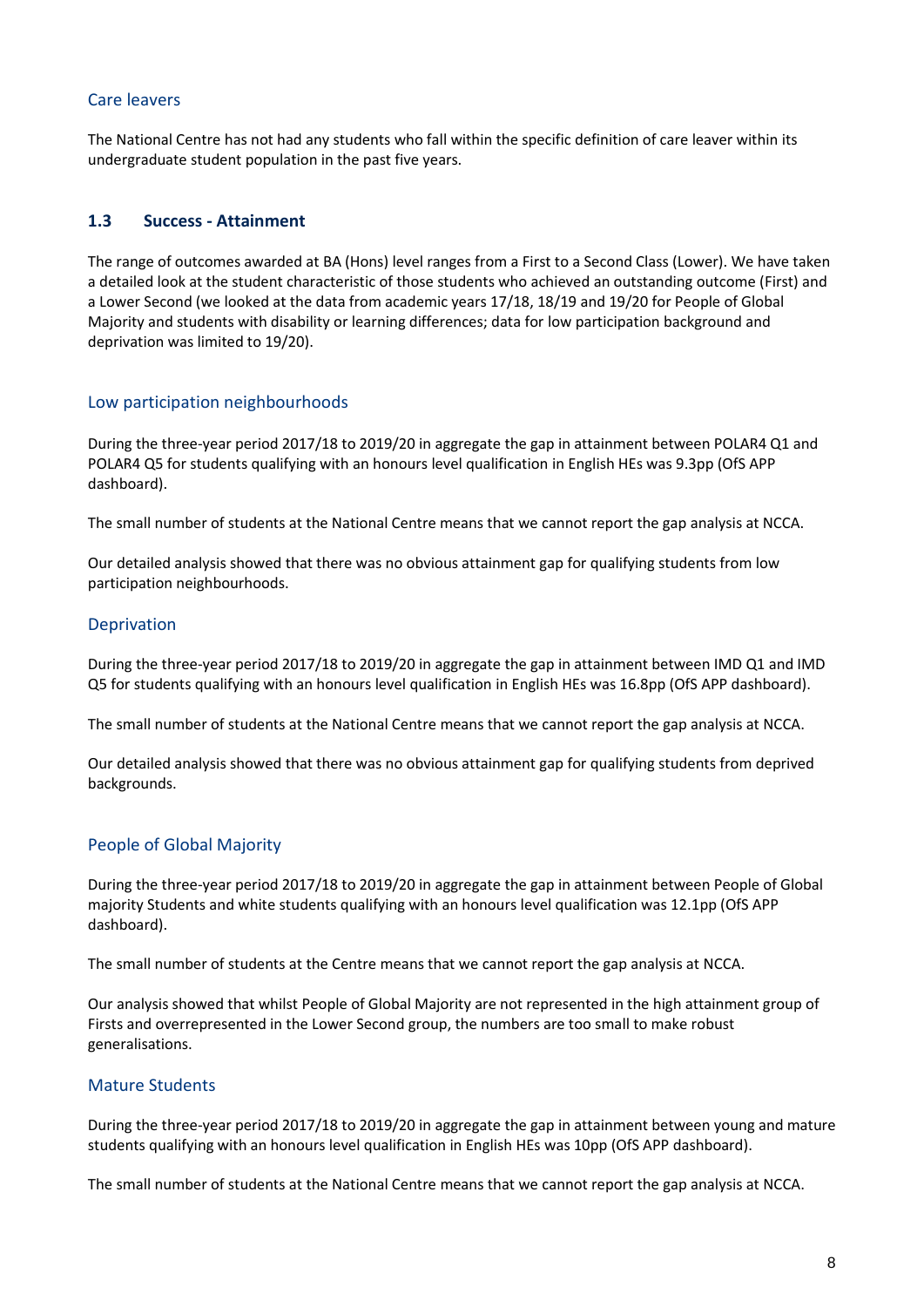### Care leavers

The National Centre has not had any students who fall within the specific definition of care leaver within its undergraduate student population in the past five years.

## 1.3 Success - Attainment

The range of outcomes awarded at BA (Hons) level ranges from a First to a Second Class (Lower). We have taken a detailed look at the student characteristic of those students who achieved an outstanding outcome (First) and a Lower Second (we looked at the data from academic years 17/18, 18/19 and 19/20 for People of Global Majority and students with disability or learning differences; data for low participation background and deprivation was limited to 19/20).

### Low participation neighbourhoods

During the three-year period 2017/18 to 2019/20 in aggregate the gap in attainment between POLAR4 Q1 and POLAR4 Q5 for students qualifying with an honours level qualification in English HEs was 9.3pp (OfS APP dashboard).

The small number of students at the National Centre means that we cannot report the gap analysis at NCCA.

Our detailed analysis showed that there was no obvious attainment gap for qualifying students from low participation neighbourhoods.

### Deprivation

During the three-year period 2017/18 to 2019/20 in aggregate the gap in attainment between IMD Q1 and IMD Q5 for students qualifying with an honours level qualification in English HEs was 16.8pp (OfS APP dashboard).

The small number of students at the National Centre means that we cannot report the gap analysis at NCCA.

Our detailed analysis showed that there was no obvious attainment gap for qualifying students from deprived backgrounds.

### People of Global Majority

During the three-year period 2017/18 to 2019/20 in aggregate the gap in attainment between People of Global majority Students and white students qualifying with an honours level qualification was 12.1pp (OfS APP dashboard).

The small number of students at the Centre means that we cannot report the gap analysis at NCCA.

Our analysis showed that whilst People of Global Majority are not represented in the high attainment group of Firsts and overrepresented in the Lower Second group, the numbers are too small to make robust generalisations.

### Mature Students

During the three-year period 2017/18 to 2019/20 in aggregate the gap in attainment between young and mature students qualifying with an honours level qualification in English HEs was 10pp (OfS APP dashboard).

The small number of students at the National Centre means that we cannot report the gap analysis at NCCA.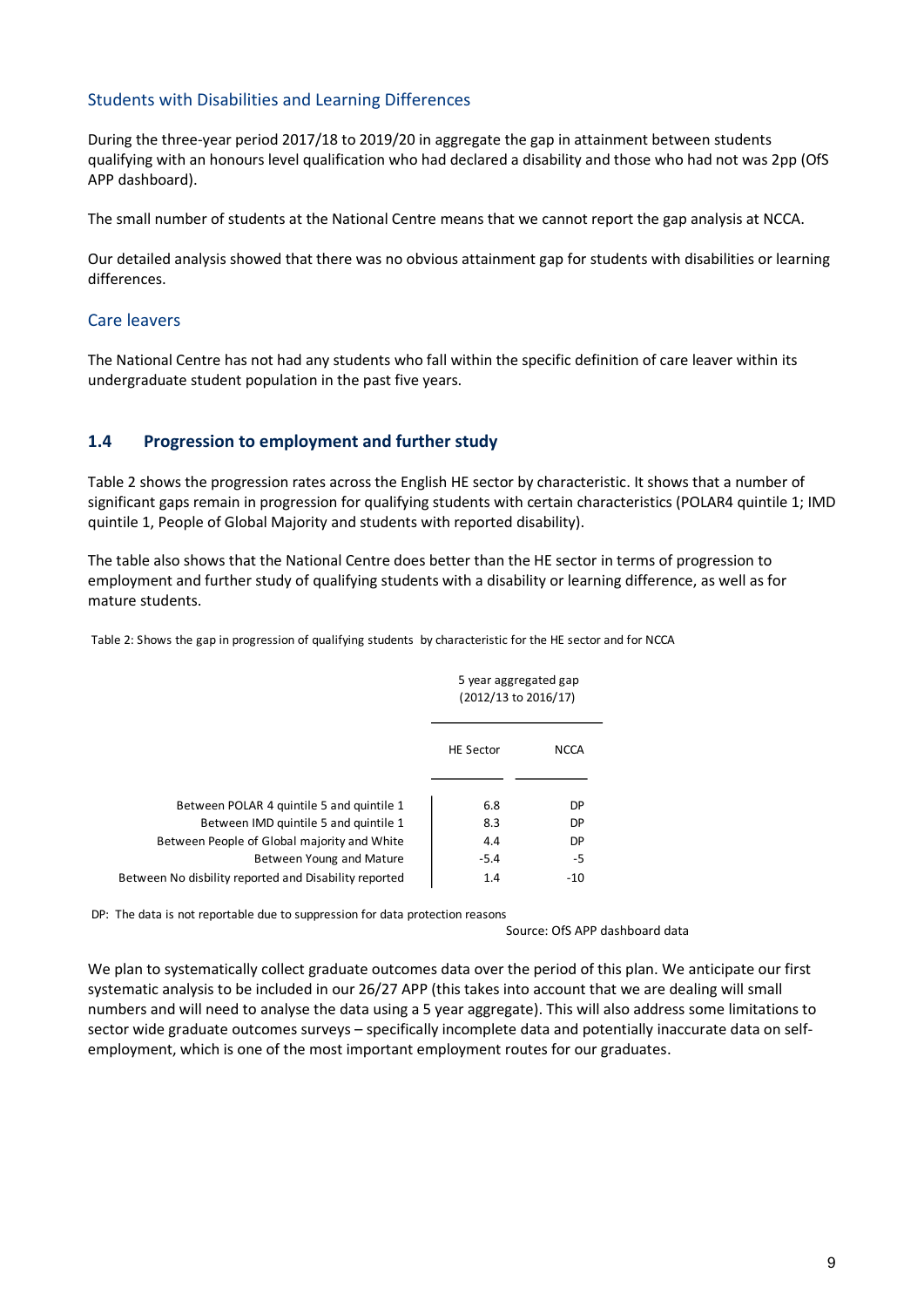### Students with Disabilities and Learning Differences

During the three-year period 2017/18 to 2019/20 in aggregate the gap in attainment between students qualifying with an honours level qualification who had declared a disability and those who had not was 2pp (OfS APP dashboard).

The small number of students at the National Centre means that we cannot report the gap analysis at NCCA.

Our detailed analysis showed that there was no obvious attainment gap for students with disabilities or learning differences.

### Care leavers

The National Centre has not had any students who fall within the specific definition of care leaver within its undergraduate student population in the past five years.

## 1.4 Progression to employment and further study

Table 2 shows the progression rates across the English HE sector by characteristic. It shows that a number of significant gaps remain in progression for qualifying students with certain characteristics (POLAR4 quintile 1; IMD quintile 1, People of Global Majority and students with reported disability).

The table also shows that the National Centre does better than the HE sector in terms of progression to employment and further study of qualifying students with a disability or learning difference, as well as for mature students.

Table 2: Shows the gap in progression of qualifying students by characteristic for the HE sector and for NCCA

| | 5 year aggregated gap (2012/13 to 2016/17) | |
|---|---|---|
| | HE Sector | NCCA |
| Between POLAR 4 quintile 5 and quintile 1 | 6.8 | DP |
| Between IMD quintile 5 and quintile 1 | 8.3 | DP |
| Between People of Global majority and White | 4.4 | DP |
| Between Young and Mature | -5.4 | -5 |
| Between No disbility reported and Disability reported | 1.4 | -10 |

DP: The data is not reportable due to suppression for data protection reasons

Source: OfS APP dashboard data

We plan to systematically collect graduate outcomes data over the period of this plan. We anticipate our first systematic analysis to be included in our 26/27 APP (this takes into account that we are dealing will small numbers and will need to analyse the data using a 5 year aggregate). This will also address some limitations to sector wide graduate outcomes surveys – specifically incomplete data and potentially inaccurate data on self-employment, which is one of the most important employment routes for our graduates.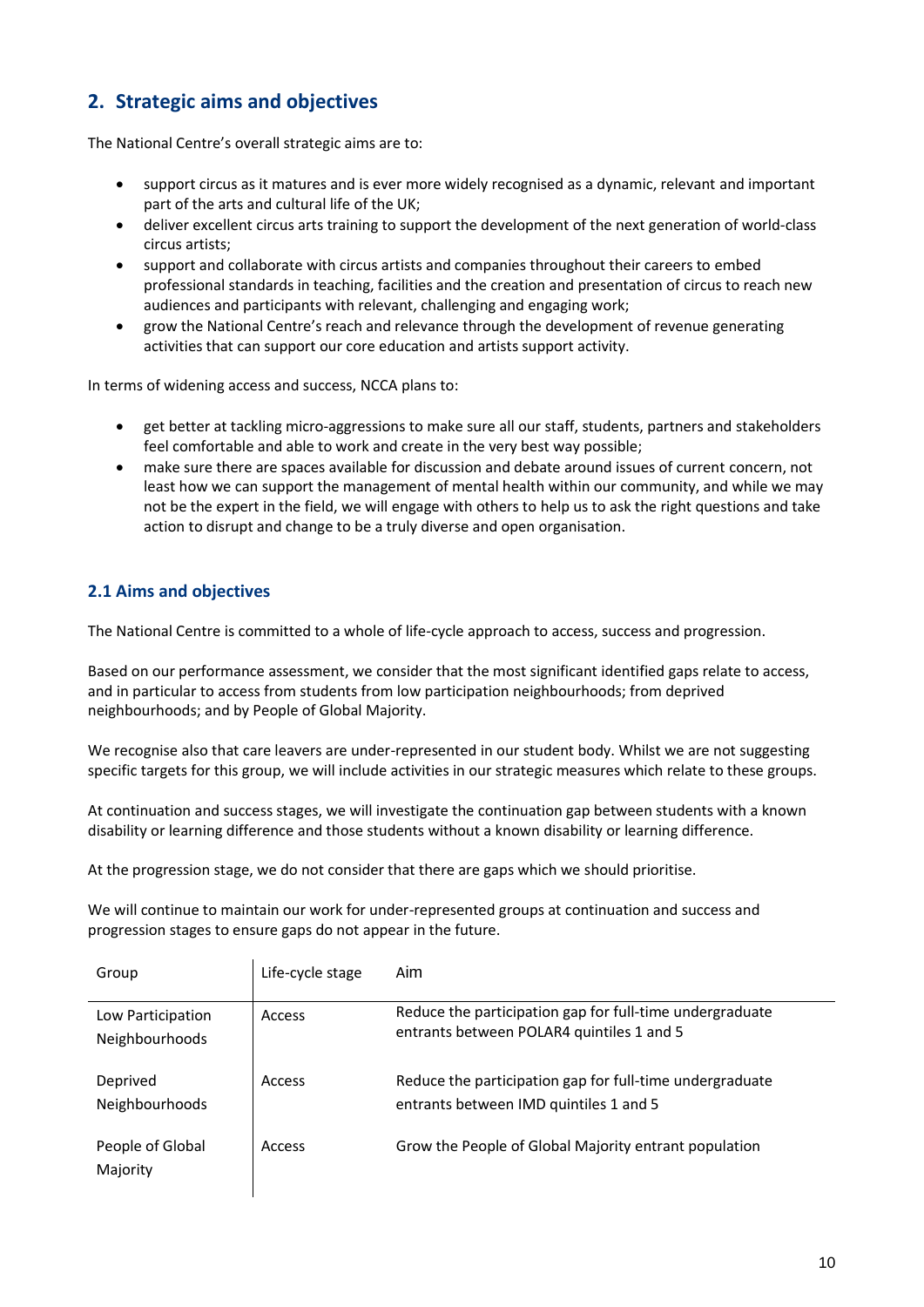## 2. Strategic aims and objectives

The National Centre's overall strategic aims are to:

- support circus as it matures and is ever more widely recognised as a dynamic, relevant and important part of the arts and cultural life of the UK;
- deliver excellent circus arts training to support the development of the next generation of world-class circus artists;
- support and collaborate with circus artists and companies throughout their careers to embed professional standards in teaching, facilities and the creation and presentation of circus to reach new audiences and participants with relevant, challenging and engaging work;
- grow the National Centre's reach and relevance through the development of revenue generating activities that can support our core education and artists support activity.

In terms of widening access and success, NCCA plans to:

- get better at tackling micro-aggressions to make sure all our staff, students, partners and stakeholders feel comfortable and able to work and create in the very best way possible;
- make sure there are spaces available for discussion and debate around issues of current concern, not least how we can support the management of mental health within our community, and while we may not be the expert in the field, we will engage with others to help us to ask the right questions and take action to disrupt and change to be a truly diverse and open organisation.

### 2.1 Aims and objectives

The National Centre is committed to a whole of life-cycle approach to access, success and progression.

Based on our performance assessment, we consider that the most significant identified gaps relate to access, and in particular to access from students from low participation neighbourhoods; from deprived neighbourhoods; and by People of Global Majority.

We recognise also that care leavers are under-represented in our student body. Whilst we are not suggesting specific targets for this group, we will include activities in our strategic measures which relate to these groups.

At continuation and success stages, we will investigate the continuation gap between students with a known disability or learning difference and those students without a known disability or learning difference.

At the progression stage, we do not consider that there are gaps which we should prioritise.

We will continue to maintain our work for under-represented groups at continuation and success and progression stages to ensure gaps do not appear in the future.

| Group | Life-cycle stage | Aim |
|---|---|---|
| Low Participation Neighbourhoods | Access | Reduce the participation gap for full-time undergraduate entrants between POLAR4 quintiles 1 and 5 |
| Deprived Neighbourhoods | Access | Reduce the participation gap for full-time undergraduate entrants between IMD quintiles 1 and 5 |
| People of Global Majority | Access | Grow the People of Global Majority entrant population |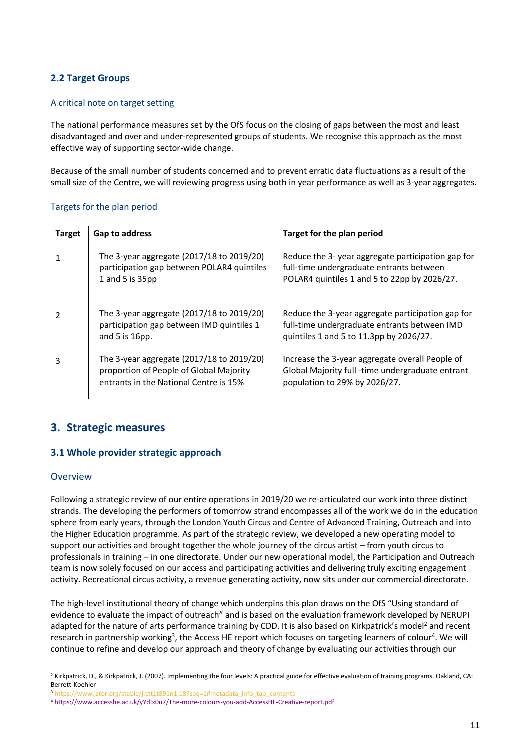### 2.2 Target Groups

#### A critical note on target setting

The national performance measures set by the OfS focus on the closing of gaps between the most and least disadvantaged and over and under-represented groups of students. We recognise this approach as the most effective way of supporting sector-wide change.

Because of the small number of students concerned and to prevent erratic data fluctuations as a result of the small size of the Centre, we will reviewing progress using both in year performance as well as 3-year aggregates.

#### Targets for the plan period

| Target | Gap to address | Target for the plan period |
|---|---|---|
| 1 | The 3-year aggregate (2017/18 to 2019/20) participation gap between POLAR4 quintiles 1 and 5 is 35pp | Reduce the 3- year aggregate participation gap for full-time undergraduate entrants between POLAR4 quintiles 1 and 5 to 22pp by 2026/27. |
| 2 | The 3-year aggregate (2017/18 to 2019/20) participation gap between IMD quintiles 1 and 5 is 16pp. | Reduce the 3-year aggregate participation gap for full-time undergraduate entrants between IMD quintiles 1 and 5 to 11.3pp by 2026/27. |
| 3 | The 3-year aggregate (2017/18 to 2019/20) proportion of People of Global Majority entrants in the National Centre is 15% | Increase the 3-year aggregate overall People of Global Majority full -time undergraduate entrant population to 29% by 2026/27. |

## 3. Strategic measures

### 3.1 Whole provider strategic approach

#### Overview

Following a strategic review of our entire operations in 2019/20 we re-articulated our work into three distinct strands. The developing the performers of tomorrow strand encompasses all of the work we do in the education sphere from early years, through the London Youth Circus and Centre of Advanced Training, Outreach and into the Higher Education programme. As part of the strategic review, we developed a new operating model to support our activities and brought together the whole journey of the circus artist – from youth circus to professionals in training – in one directorate. Under our new operational model, the Participation and Outreach team is now solely focused on our access and participating activities and delivering truly exciting engagement activity. Recreational circus activity, a revenue generating activity, now sits under our commercial directorate.

The high-level institutional theory of change which underpins this plan draws on the OfS "Using standard of evidence to evaluate the impact of outreach" and is based on the evaluation framework developed by NERUPI adapted for the nature of arts performance training by CDD. It is also based on Kirkpatrick's model[2] and recent research in partnership working[3], the Access HE report which focuses on targeting learners of colour[4]. We will continue to refine and develop our approach and theory of change by evaluating our activities through our

[2] Kirkpatrick, D., & Kirkpatrick, J. (2007). Implementing the four levels: A practical guide for effective evaluation of training programs. Oakland, CA: Berrett-Koehler

[3] https://www.jstor.org/stable/j.ctt1t891n1.18?seq=1#metadata_info_tab_contents

[4] https://www.accesshe.ac.uk/yYdIx0u7/The-more-colours-you-add-AccessHE-Creative-report.pdf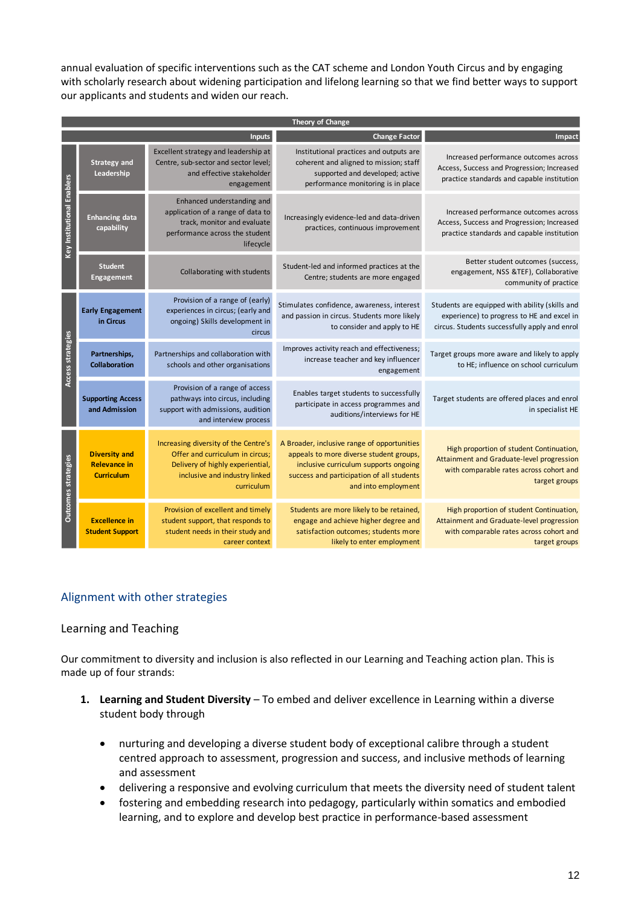annual evaluation of specific interventions such as the CAT scheme and London Youth Circus and by engaging with scholarly research about widening participation and lifelong learning so that we find better ways to support our applicants and students and widen our reach.

| Theory of Change | | | | |
|---|---|---|---|---|
| | | Inputs | Change Factor | Impact |
| Key Institutional Enablers | Strategy and Leadership | Excellent strategy and leadership at Centre, sub-sector and sector level; and effective stakeholder engagement | Institutional practices and outputs are coherent and aligned to mission; staff supported and developed; active performance monitoring is in place | Increased performance outcomes across Access, Success and Progression; Increased practice standards and capable institution |
| | Enhancing data capability | Enhanced understanding and application of a range of data to track, monitor and evaluate performance across the student lifecycle | Increasingly evidence-led and data-driven practices, continuous improvement | Increased performance outcomes across Access, Success and Progression; Increased practice standards and capable institution |
| | Student Engagement | Collaborating with students | Student-led and informed practices at the Centre; students are more engaged | Better student outcomes (success, engagement, NSS &TEF), Collaborative community of practice |
| Access strategies | Early Engagement in Circus | Provision of a range of (early) experiences in circus; (early and ongoing) Skills development in circus | Stimulates confidence, awareness, interest and passion in circus. Students more likely to consider and apply to HE | Students are equipped with ability (skills and experience) to progress to HE and excel in circus. Students successfully apply and enrol |
| | Partnerships, Collaboration | Partnerships and collaboration with schools and other organisations | Improves activity reach and effectiveness; increase teacher and key influencer engagement | Target groups more aware and likely to apply to HE; influence on school curriculum |
| | Supporting Access and Admission | Provision of a range of access pathways into circus, including support with admissions, audition and interview process | Enables target students to successfully participate in access programmes and auditions/interviews for HE | Target students are offered places and enrol in specialist HE |
| Outcomes strategies | Diversity and Relevance in Curriculum | Increasing diversity of the Centre's Offer and curriculum in circus; Delivery of highly experiential, inclusive and industry linked curriculum | A Broader, inclusive range of opportunities appeals to more diverse student groups, inclusive curriculum supports ongoing success and participation of all students and into employment | High proportion of student Continuation, Attainment and Graduate-level progression with comparable rates across cohort and target groups |
| | Excellence in Student Support | Provision of excellent and timely student support, that responds to student needs in their study and career context | Students are more likely to be retained, engage and achieve higher degree and satisfaction outcomes; students more likely to enter employment | High proportion of student Continuation, Attainment and Graduate-level progression with comparable rates across cohort and target groups |

## Alignment with other strategies

### Learning and Teaching

Our commitment to diversity and inclusion is also reflected in our Learning and Teaching action plan. This is made up of four strands:

1. **Learning and Student Diversity** – To embed and deliver excellence in Learning within a diverse student body through

    - nurturing and developing a diverse student body of exceptional calibre through a student centred approach to assessment, progression and success, and inclusive methods of learning and assessment
    - delivering a responsive and evolving curriculum that meets the diversity need of student talent
    - fostering and embedding research into pedagogy, particularly within somatics and embodied learning, and to explore and develop best practice in performance-based assessment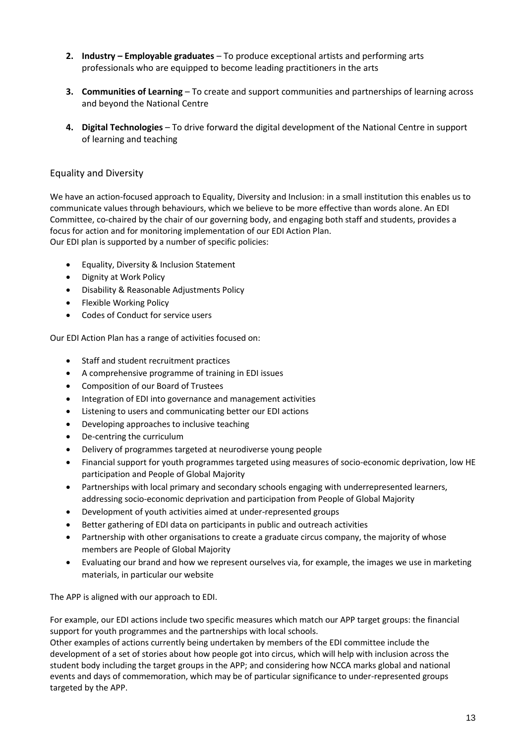2. **Industry – Employable graduates** – To produce exceptional artists and performing arts professionals who are equipped to become leading practitioners in the arts

3. **Communities of Learning** – To create and support communities and partnerships of learning across and beyond the National Centre

4. **Digital Technologies** – To drive forward the digital development of the National Centre in support of learning and teaching

## Equality and Diversity

We have an action-focused approach to Equality, Diversity and Inclusion: in a small institution this enables us to communicate values through behaviours, which we believe to be more effective than words alone. An EDI Committee, co-chaired by the chair of our governing body, and engaging both staff and students, provides a focus for action and for monitoring implementation of our EDI Action Plan.
Our EDI plan is supported by a number of specific policies:

- Equality, Diversity & Inclusion Statement
- Dignity at Work Policy
- Disability & Reasonable Adjustments Policy
- Flexible Working Policy
- Codes of Conduct for service users

Our EDI Action Plan has a range of activities focused on:

- Staff and student recruitment practices
- A comprehensive programme of training in EDI issues
- Composition of our Board of Trustees
- Integration of EDI into governance and management activities
- Listening to users and communicating better our EDI actions
- Developing approaches to inclusive teaching
- De-centring the curriculum
- Delivery of programmes targeted at neurodiverse young people
- Financial support for youth programmes targeted using measures of socio-economic deprivation, low HE participation and People of Global Majority
- Partnerships with local primary and secondary schools engaging with underrepresented learners, addressing socio-economic deprivation and participation from People of Global Majority
- Development of youth activities aimed at under-represented groups
- Better gathering of EDI data on participants in public and outreach activities
- Partnership with other organisations to create a graduate circus company, the majority of whose members are People of Global Majority
- Evaluating our brand and how we represent ourselves via, for example, the images we use in marketing materials, in particular our website

The APP is aligned with our approach to EDI.

For example, our EDI actions include two specific measures which match our APP target groups: the financial support for youth programmes and the partnerships with local schools.
Other examples of actions currently being undertaken by members of the EDI committee include the development of a set of stories about how people got into circus, which will help with inclusion across the student body including the target groups in the APP; and considering how NCCA marks global and national events and days of commemoration, which may be of particular significance to under-represented groups targeted by the APP.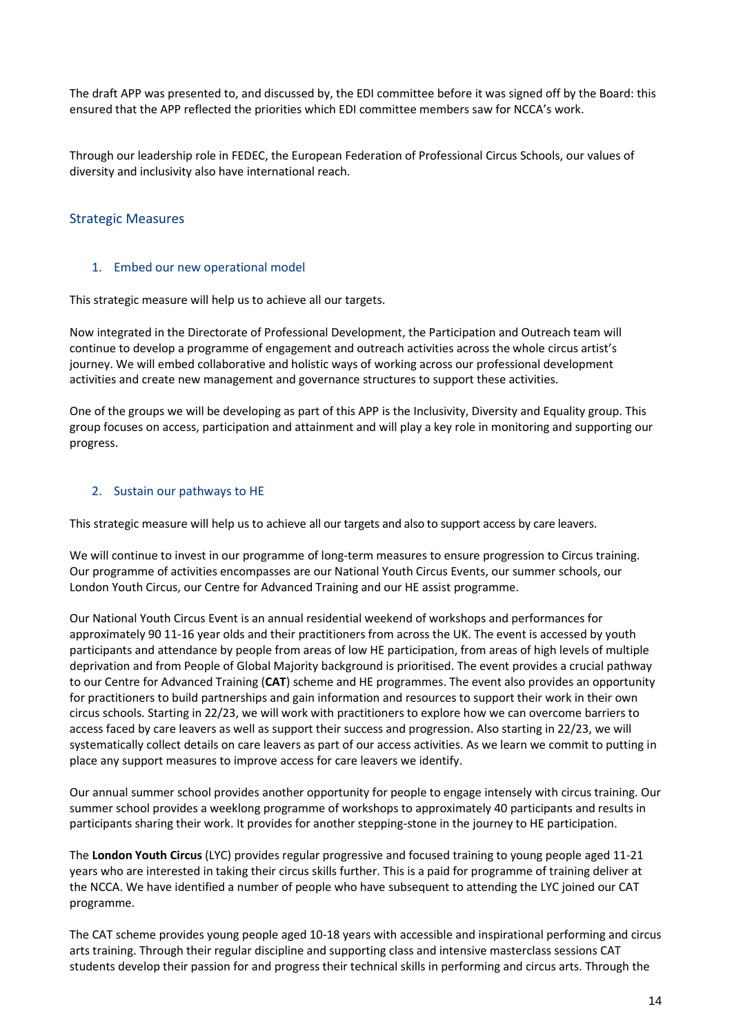The draft APP was presented to, and discussed by, the EDI committee before it was signed off by the Board: this ensured that the APP reflected the priorities which EDI committee members saw for NCCA's work.

Through our leadership role in FEDEC, the European Federation of Professional Circus Schools, our values of diversity and inclusivity also have international reach.

## Strategic Measures

### 1. Embed our new operational model

This strategic measure will help us to achieve all our targets.

Now integrated in the Directorate of Professional Development, the Participation and Outreach team will continue to develop a programme of engagement and outreach activities across the whole circus artist's journey. We will embed collaborative and holistic ways of working across our professional development activities and create new management and governance structures to support these activities.

One of the groups we will be developing as part of this APP is the Inclusivity, Diversity and Equality group. This group focuses on access, participation and attainment and will play a key role in monitoring and supporting our progress.

### 2. Sustain our pathways to HE

This strategic measure will help us to achieve all our targets and also to support access by care leavers.

We will continue to invest in our programme of long-term measures to ensure progression to Circus training. Our programme of activities encompasses are our National Youth Circus Events, our summer schools, our London Youth Circus, our Centre for Advanced Training and our HE assist programme.

Our National Youth Circus Event is an annual residential weekend of workshops and performances for approximately 90 11-16 year olds and their practitioners from across the UK. The event is accessed by youth participants and attendance by people from areas of low HE participation, from areas of high levels of multiple deprivation and from People of Global Majority background is prioritised. The event provides a crucial pathway to our Centre for Advanced Training (**CAT**) scheme and HE programmes. The event also provides an opportunity for practitioners to build partnerships and gain information and resources to support their work in their own circus schools. Starting in 22/23, we will work with practitioners to explore how we can overcome barriers to access faced by care leavers as well as support their success and progression. Also starting in 22/23, we will systematically collect details on care leavers as part of our access activities. As we learn we commit to putting in place any support measures to improve access for care leavers we identify.

Our annual summer school provides another opportunity for people to engage intensely with circus training. Our summer school provides a weeklong programme of workshops to approximately 40 participants and results in participants sharing their work. It provides for another stepping-stone in the journey to HE participation.

The **London Youth Circus** (LYC) provides regular progressive and focused training to young people aged 11-21 years who are interested in taking their circus skills further. This is a paid for programme of training deliver at the NCCA. We have identified a number of people who have subsequent to attending the LYC joined our CAT programme.

The CAT scheme provides young people aged 10-18 years with accessible and inspirational performing and circus arts training. Through their regular discipline and supporting class and intensive masterclass sessions CAT students develop their passion for and progress their technical skills in performing and circus arts. Through the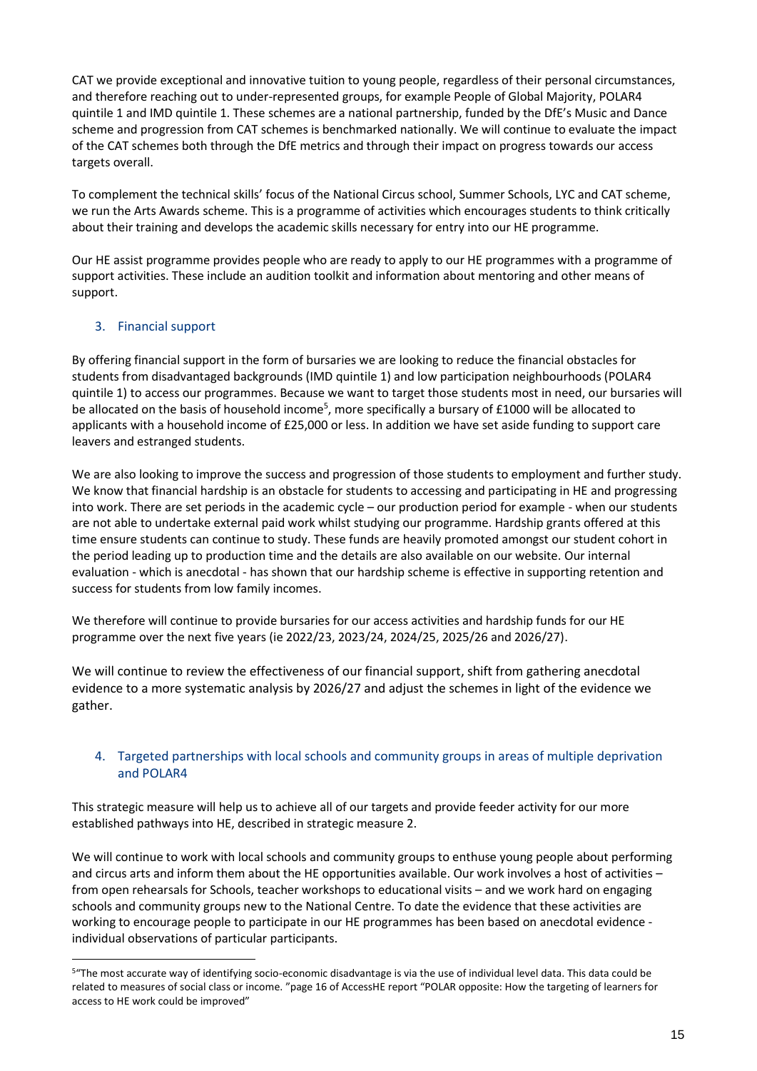CAT we provide exceptional and innovative tuition to young people, regardless of their personal circumstances, and therefore reaching out to under-represented groups, for example People of Global Majority, POLAR4 quintile 1 and IMD quintile 1. These schemes are a national partnership, funded by the DfE's Music and Dance scheme and progression from CAT schemes is benchmarked nationally. We will continue to evaluate the impact of the CAT schemes both through the DfE metrics and through their impact on progress towards our access targets overall.

To complement the technical skills' focus of the National Circus school, Summer Schools, LYC and CAT scheme, we run the Arts Awards scheme. This is a programme of activities which encourages students to think critically about their training and develops the academic skills necessary for entry into our HE programme.

Our HE assist programme provides people who are ready to apply to our HE programmes with a programme of support activities. These include an audition toolkit and information about mentoring and other means of support.

### 3. Financial support

By offering financial support in the form of bursaries we are looking to reduce the financial obstacles for students from disadvantaged backgrounds (IMD quintile 1) and low participation neighbourhoods (POLAR4 quintile 1) to access our programmes. Because we want to target those students most in need, our bursaries will be allocated on the basis of household income[5], more specifically a bursary of £1000 will be allocated to applicants with a household income of £25,000 or less. In addition we have set aside funding to support care leavers and estranged students.

We are also looking to improve the success and progression of those students to employment and further study. We know that financial hardship is an obstacle for students to accessing and participating in HE and progressing into work. There are set periods in the academic cycle – our production period for example - when our students are not able to undertake external paid work whilst studying our programme. Hardship grants offered at this time ensure students can continue to study. These funds are heavily promoted amongst our student cohort in the period leading up to production time and the details are also available on our website. Our internal evaluation - which is anecdotal - has shown that our hardship scheme is effective in supporting retention and success for students from low family incomes.

We therefore will continue to provide bursaries for our access activities and hardship funds for our HE programme over the next five years (ie 2022/23, 2023/24, 2024/25, 2025/26 and 2026/27).

We will continue to review the effectiveness of our financial support, shift from gathering anecdotal evidence to a more systematic analysis by 2026/27 and adjust the schemes in light of the evidence we gather.

### 4. Targeted partnerships with local schools and community groups in areas of multiple deprivation and POLAR4

This strategic measure will help us to achieve all of our targets and provide feeder activity for our more established pathways into HE, described in strategic measure 2.

We will continue to work with local schools and community groups to enthuse young people about performing and circus arts and inform them about the HE opportunities available. Our work involves a host of activities – from open rehearsals for Schools, teacher workshops to educational visits – and we work hard on engaging schools and community groups new to the National Centre. To date the evidence that these activities are working to encourage people to participate in our HE programmes has been based on anecdotal evidence - individual observations of particular participants.

---

[5] "The most accurate way of identifying socio-economic disadvantage is via the use of individual level data. This data could be related to measures of social class or income. " page 16 of AccessHE report "POLAR opposite: How the targeting of learners for access to HE work could be improved"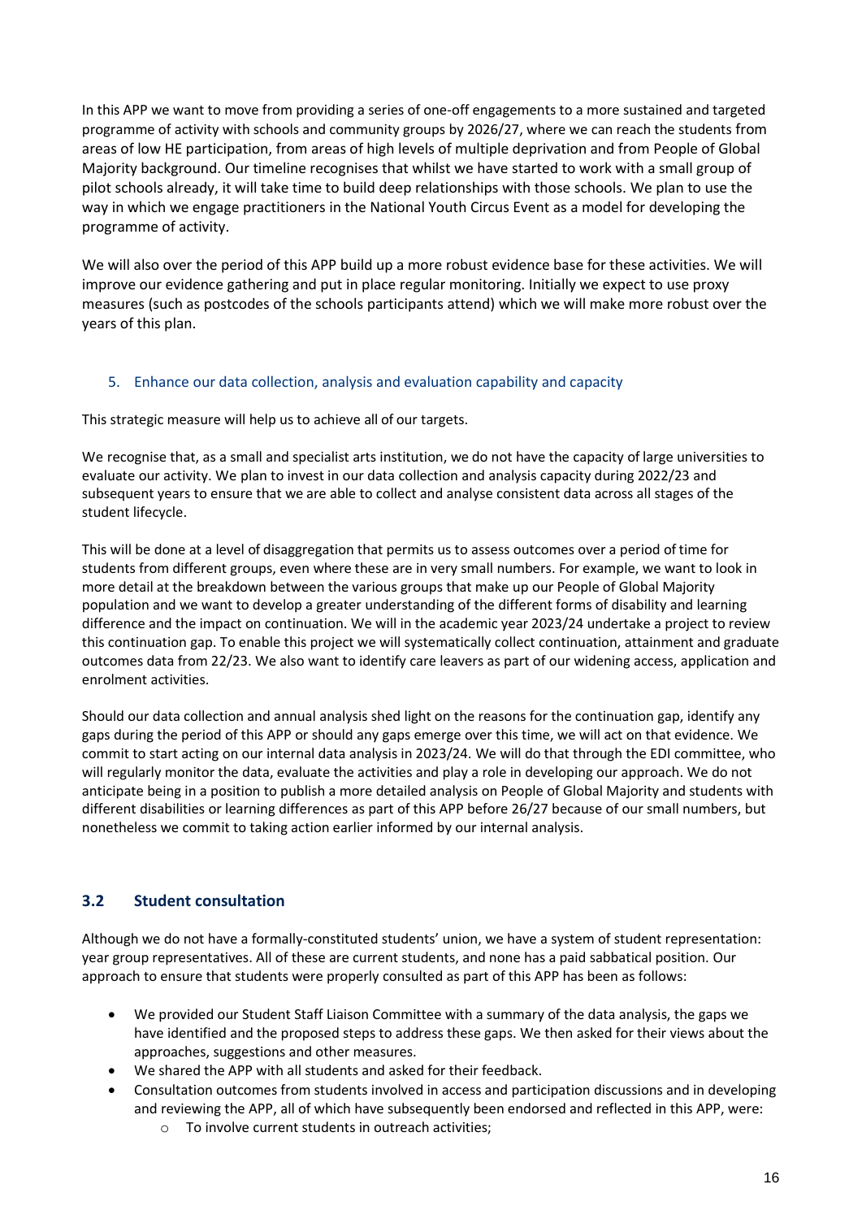In this APP we want to move from providing a series of one-off engagements to a more sustained and targeted programme of activity with schools and community groups by 2026/27, where we can reach the students from areas of low HE participation, from areas of high levels of multiple deprivation and from People of Global Majority background. Our timeline recognises that whilst we have started to work with a small group of pilot schools already, it will take time to build deep relationships with those schools. We plan to use the way in which we engage practitioners in the National Youth Circus Event as a model for developing the programme of activity.

We will also over the period of this APP build up a more robust evidence base for these activities. We will improve our evidence gathering and put in place regular monitoring. Initially we expect to use proxy measures (such as postcodes of the schools participants attend) which we will make more robust over the years of this plan.

#### 5. Enhance our data collection, analysis and evaluation capability and capacity

This strategic measure will help us to achieve all of our targets.

We recognise that, as a small and specialist arts institution, we do not have the capacity of large universities to evaluate our activity. We plan to invest in our data collection and analysis capacity during 2022/23 and subsequent years to ensure that we are able to collect and analyse consistent data across all stages of the student lifecycle.

This will be done at a level of disaggregation that permits us to assess outcomes over a period of time for students from different groups, even where these are in very small numbers. For example, we want to look in more detail at the breakdown between the various groups that make up our People of Global Majority population and we want to develop a greater understanding of the different forms of disability and learning difference and the impact on continuation. We will in the academic year 2023/24 undertake a project to review this continuation gap. To enable this project we will systematically collect continuation, attainment and graduate outcomes data from 22/23. We also want to identify care leavers as part of our widening access, application and enrolment activities.

Should our data collection and annual analysis shed light on the reasons for the continuation gap, identify any gaps during the period of this APP or should any gaps emerge over this time, we will act on that evidence. We commit to start acting on our internal data analysis in 2023/24. We will do that through the EDI committee, who will regularly monitor the data, evaluate the activities and play a role in developing our approach. We do not anticipate being in a position to publish a more detailed analysis on People of Global Majority and students with different disabilities or learning differences as part of this APP before 26/27 because of our small numbers, but nonetheless we commit to taking action earlier informed by our internal analysis.

### 3.2 Student consultation

Although we do not have a formally-constituted students' union, we have a system of student representation: year group representatives. All of these are current students, and none has a paid sabbatical position. Our approach to ensure that students were properly consulted as part of this APP has been as follows:

- We provided our Student Staff Liaison Committee with a summary of the data analysis, the gaps we have identified and the proposed steps to address these gaps. We then asked for their views about the approaches, suggestions and other measures.
- We shared the APP with all students and asked for their feedback.
- Consultation outcomes from students involved in access and participation discussions and in developing and reviewing the APP, all of which have subsequently been endorsed and reflected in this APP, were:
    - To involve current students in outreach activities;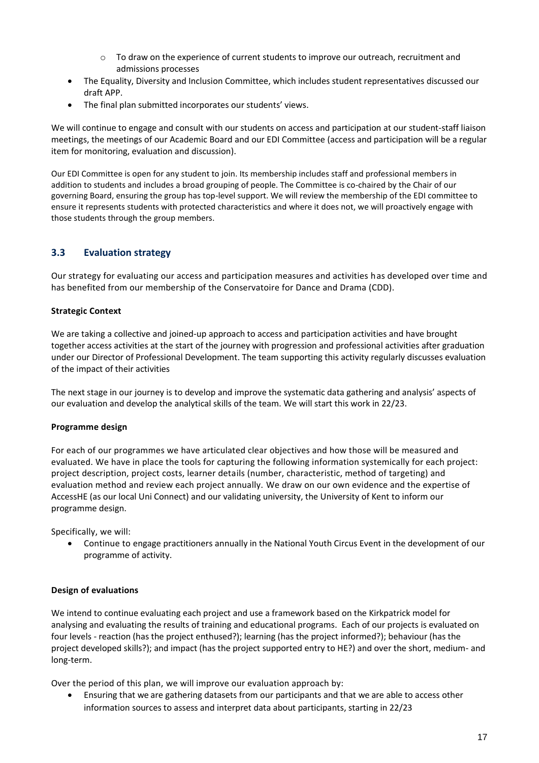- To draw on the experience of current students to improve our outreach, recruitment and admissions processes
- The Equality, Diversity and Inclusion Committee, which includes student representatives discussed our draft APP.
- The final plan submitted incorporates our students' views.

We will continue to engage and consult with our students on access and participation at our student-staff liaison meetings, the meetings of our Academic Board and our EDI Committee (access and participation will be a regular item for monitoring, evaluation and discussion).

Our EDI Committee is open for any student to join. Its membership includes staff and professional members in addition to students and includes a broad grouping of people. The Committee is co-chaired by the Chair of our governing Board, ensuring the group has top-level support. We will review the membership of the EDI committee to ensure it represents students with protected characteristics and where it does not, we will proactively engage with those students through the group members.

## 3.3 Evaluation strategy

Our strategy for evaluating our access and participation measures and activities has developed over time and has benefited from our membership of the Conservatoire for Dance and Drama (CDD).

**Strategic Context**

We are taking a collective and joined-up approach to access and participation activities and have brought together access activities at the start of the journey with progression and professional activities after graduation under our Director of Professional Development. The team supporting this activity regularly discusses evaluation of the impact of their activities

The next stage in our journey is to develop and improve the systematic data gathering and analysis' aspects of our evaluation and develop the analytical skills of the team. We will start this work in 22/23.

**Programme design**

For each of our programmes we have articulated clear objectives and how those will be measured and evaluated. We have in place the tools for capturing the following information systemically for each project: project description, project costs, learner details (number, characteristic, method of targeting) and evaluation method and review each project annually. We draw on our own evidence and the expertise of AccessHE (as our local Uni Connect) and our validating university, the University of Kent to inform our programme design.

Specifically, we will:

- Continue to engage practitioners annually in the National Youth Circus Event in the development of our programme of activity.

**Design of evaluations**

We intend to continue evaluating each project and use a framework based on the Kirkpatrick model for analysing and evaluating the results of training and educational programs. Each of our projects is evaluated on four levels - reaction (has the project enthused?); learning (has the project informed?); behaviour (has the project developed skills?); and impact (has the project supported entry to HE?) and over the short, medium- and long-term.

Over the period of this plan, we will improve our evaluation approach by:

- Ensuring that we are gathering datasets from our participants and that we are able to access other information sources to assess and interpret data about participants, starting in 22/23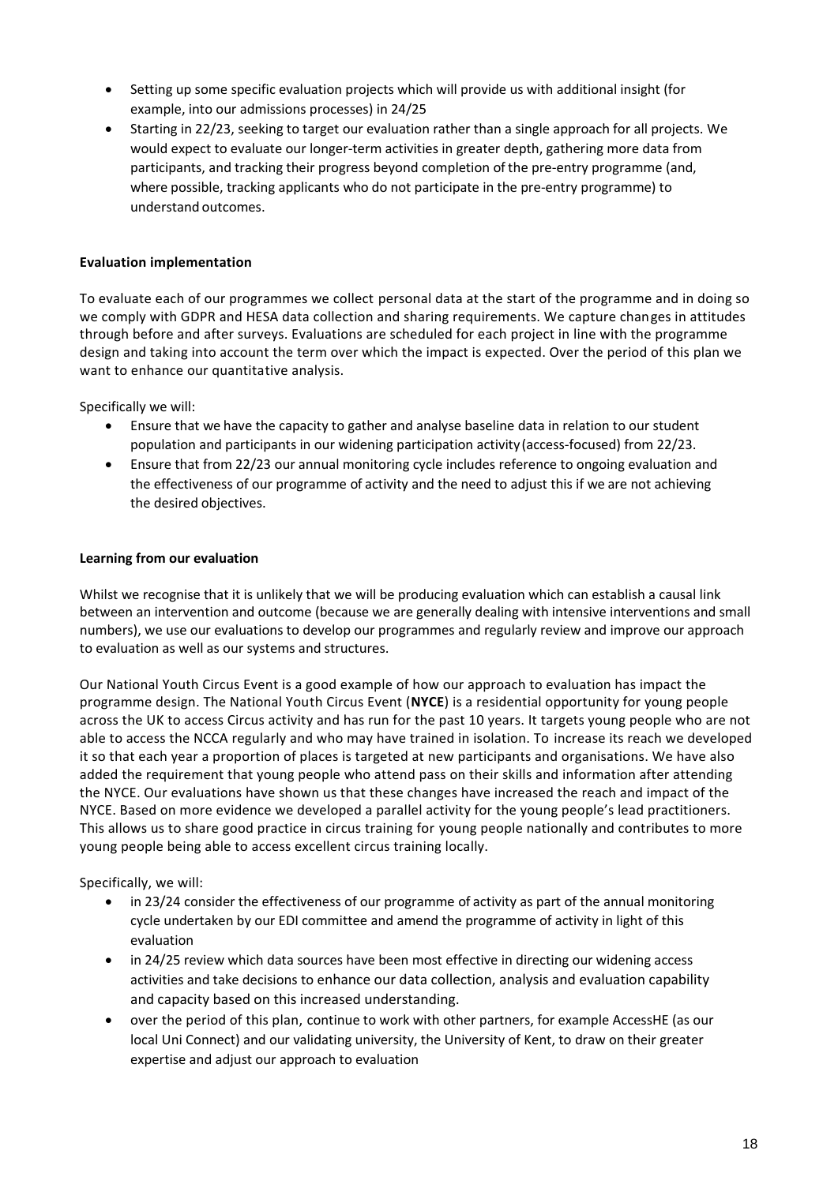- Setting up some specific evaluation projects which will provide us with additional insight (for example, into our admissions processes) in 24/25
- Starting in 22/23, seeking to target our evaluation rather than a single approach for all projects. We would expect to evaluate our longer-term activities in greater depth, gathering more data from participants, and tracking their progress beyond completion of the pre-entry programme (and, where possible, tracking applicants who do not participate in the pre-entry programme) to understand outcomes.

**Evaluation implementation**

To evaluate each of our programmes we collect personal data at the start of the programme and in doing so we comply with GDPR and HESA data collection and sharing requirements. We capture changes in attitudes through before and after surveys. Evaluations are scheduled for each project in line with the programme design and taking into account the term over which the impact is expected. Over the period of this plan we want to enhance our quantitative analysis.

Specifically we will:

- Ensure that we have the capacity to gather and analyse baseline data in relation to our student population and participants in our widening participation activity (access-focused) from 22/23.
- Ensure that from 22/23 our annual monitoring cycle includes reference to ongoing evaluation and the effectiveness of our programme of activity and the need to adjust this if we are not achieving the desired objectives.

**Learning from our evaluation**

Whilst we recognise that it is unlikely that we will be producing evaluation which can establish a causal link between an intervention and outcome (because we are generally dealing with intensive interventions and small numbers), we use our evaluations to develop our programmes and regularly review and improve our approach to evaluation as well as our systems and structures.

Our National Youth Circus Event is a good example of how our approach to evaluation has impact the programme design. The National Youth Circus Event (**NYCE**) is a residential opportunity for young people across the UK to access Circus activity and has run for the past 10 years. It targets young people who are not able to access the NCCA regularly and who may have trained in isolation. To increase its reach we developed it so that each year a proportion of places is targeted at new participants and organisations. We have also added the requirement that young people who attend pass on their skills and information after attending the NYCE. Our evaluations have shown us that these changes have increased the reach and impact of the NYCE. Based on more evidence we developed a parallel activity for the young people's lead practitioners. This allows us to share good practice in circus training for young people nationally and contributes to more young people being able to access excellent circus training locally.

Specifically, we will:

- in 23/24 consider the effectiveness of our programme of activity as part of the annual monitoring cycle undertaken by our EDI committee and amend the programme of activity in light of this evaluation
- in 24/25 review which data sources have been most effective in directing our widening access activities and take decisions to enhance our data collection, analysis and evaluation capability and capacity based on this increased understanding.
- over the period of this plan, continue to work with other partners, for example AccessHE (as our local Uni Connect) and our validating university, the University of Kent, to draw on their greater expertise and adjust our approach to evaluation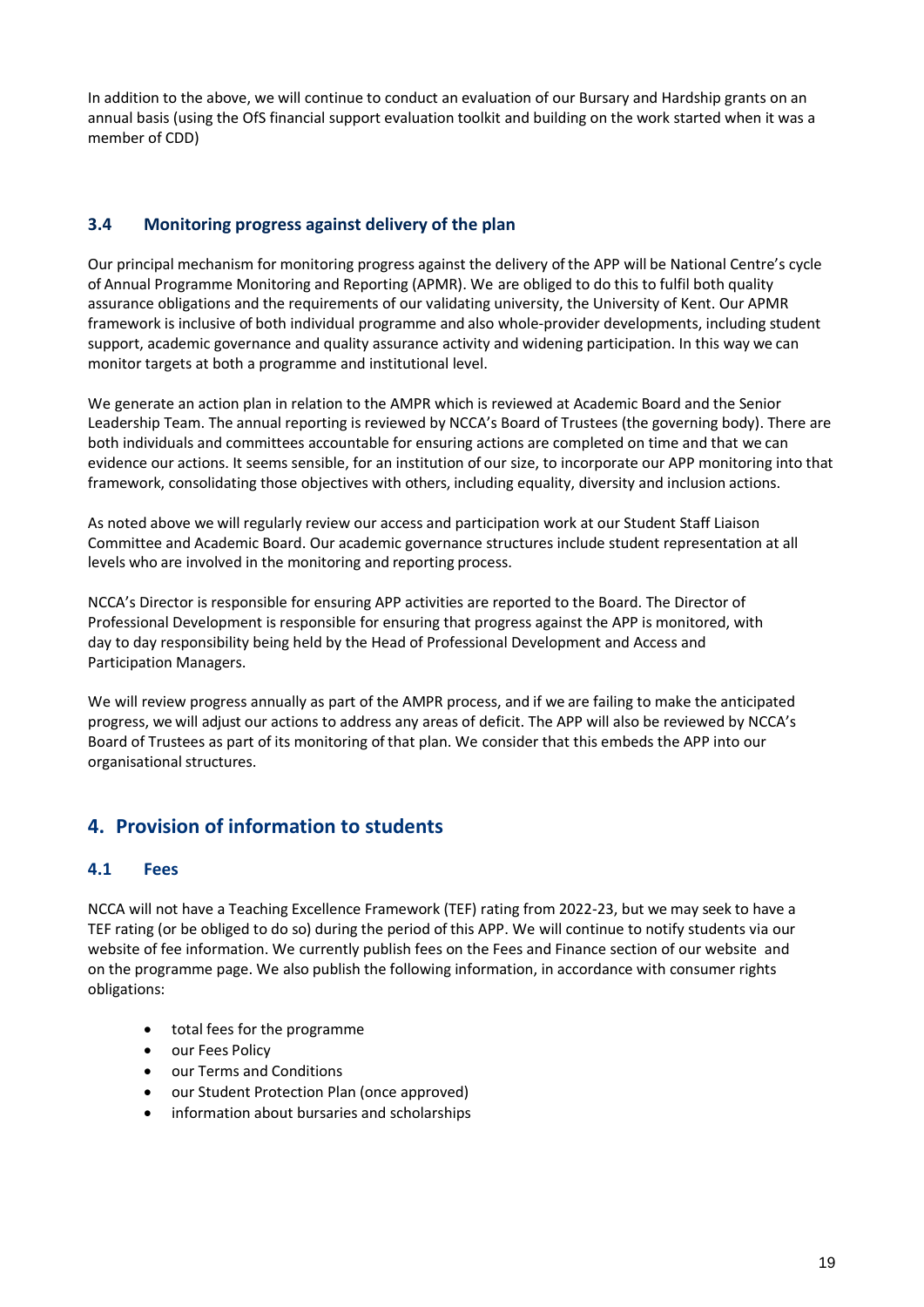In addition to the above, we will continue to conduct an evaluation of our Bursary and Hardship grants on an annual basis (using the OfS financial support evaluation toolkit and building on the work started when it was a member of CDD)

### 3.4 Monitoring progress against delivery of the plan

Our principal mechanism for monitoring progress against the delivery of the APP will be National Centre's cycle of Annual Programme Monitoring and Reporting (APMR). We are obliged to do this to fulfil both quality assurance obligations and the requirements of our validating university, the University of Kent. Our APMR framework is inclusive of both individual programme and also whole-provider developments, including student support, academic governance and quality assurance activity and widening participation. In this way we can monitor targets at both a programme and institutional level.

We generate an action plan in relation to the AMPR which is reviewed at Academic Board and the Senior Leadership Team. The annual reporting is reviewed by NCCA's Board of Trustees (the governing body). There are both individuals and committees accountable for ensuring actions are completed on time and that we can evidence our actions. It seems sensible, for an institution of our size, to incorporate our APP monitoring into that framework, consolidating those objectives with others, including equality, diversity and inclusion actions.

As noted above we will regularly review our access and participation work at our Student Staff Liaison Committee and Academic Board. Our academic governance structures include student representation at all levels who are involved in the monitoring and reporting process.

NCCA's Director is responsible for ensuring APP activities are reported to the Board. The Director of Professional Development is responsible for ensuring that progress against the APP is monitored, with day to day responsibility being held by the Head of Professional Development and Access and Participation Managers.

We will review progress annually as part of the AMPR process, and if we are failing to make the anticipated progress, we will adjust our actions to address any areas of deficit. The APP will also be reviewed by NCCA's Board of Trustees as part of its monitoring of that plan. We consider that this embeds the APP into our organisational structures.

## 4. Provision of information to students

### 4.1 Fees

NCCA will not have a Teaching Excellence Framework (TEF) rating from 2022-23, but we may seek to have a TEF rating (or be obliged to do so) during the period of this APP. We will continue to notify students via our website of fee information. We currently publish fees on the Fees and Finance section of our website and on the programme page. We also publish the following information, in accordance with consumer rights obligations:

- total fees for the programme
- our Fees Policy
- our Terms and Conditions
- our Student Protection Plan (once approved)
- information about bursaries and scholarships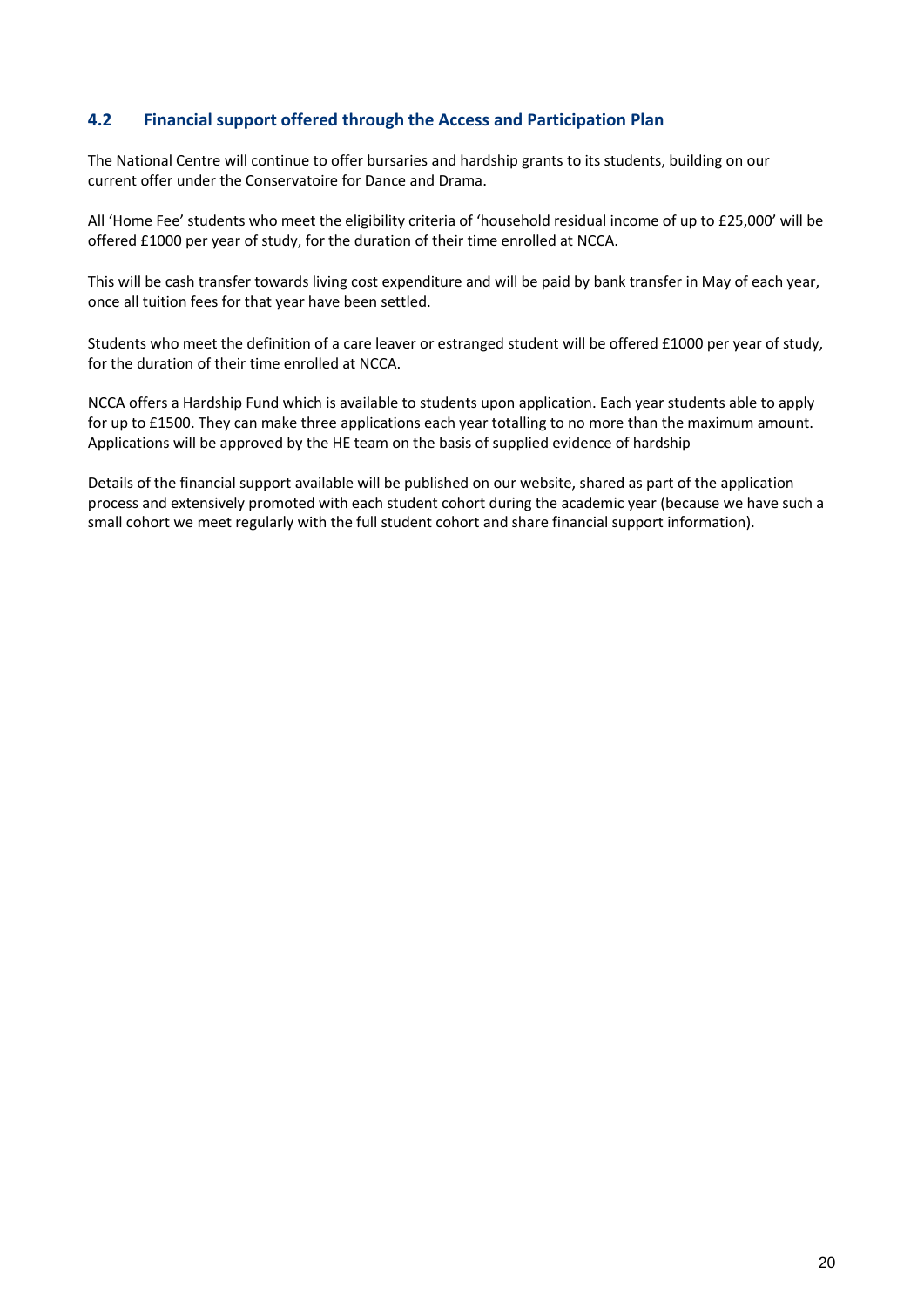## 4.2 Financial support offered through the Access and Participation Plan

The National Centre will continue to offer bursaries and hardship grants to its students, building on our current offer under the Conservatoire for Dance and Drama.

All 'Home Fee' students who meet the eligibility criteria of 'household residual income of up to £25,000' will be offered £1000 per year of study, for the duration of their time enrolled at NCCA.

This will be cash transfer towards living cost expenditure and will be paid by bank transfer in May of each year, once all tuition fees for that year have been settled.

Students who meet the definition of a care leaver or estranged student will be offered £1000 per year of study, for the duration of their time enrolled at NCCA.

NCCA offers a Hardship Fund which is available to students upon application. Each year students able to apply for up to £1500. They can make three applications each year totalling to no more than the maximum amount. Applications will be approved by the HE team on the basis of supplied evidence of hardship

Details of the financial support available will be published on our website, shared as part of the application process and extensively promoted with each student cohort during the academic year (because we have such a small cohort we meet regularly with the full student cohort and share financial support information).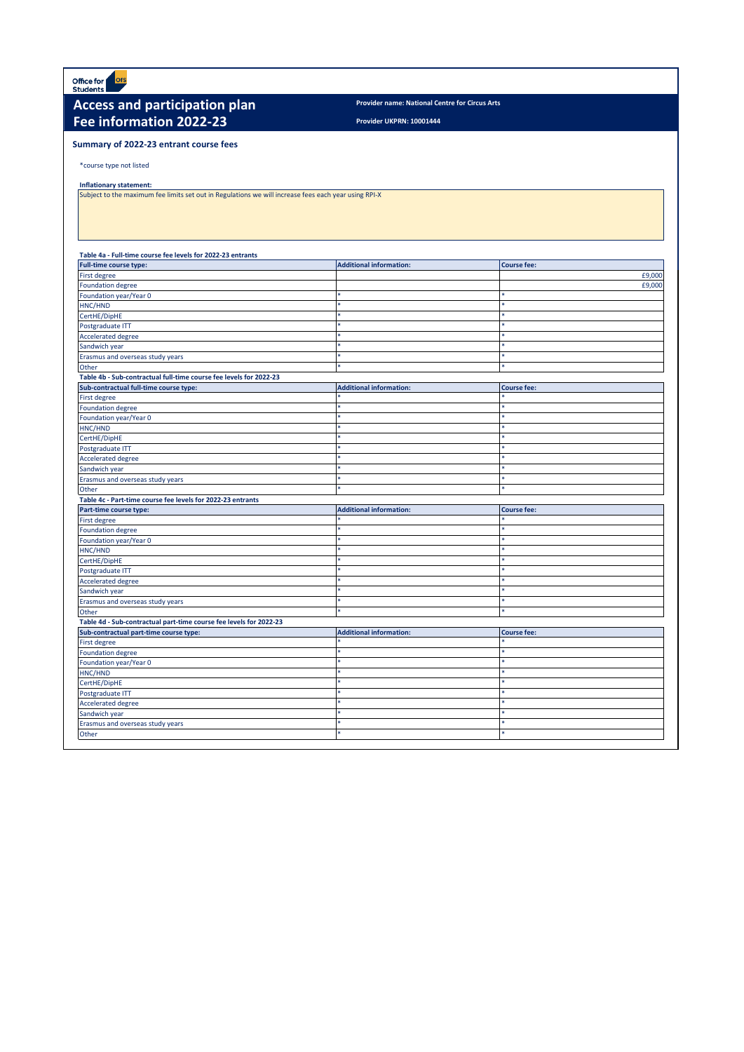Office for Students

# Access and participation plan
# Fee information 2022-23

**Provider name: National Centre for Circus Arts**

**Provider UKPRN: 10001444**

## Summary of 2022-23 entrant course fees

*course type not listed

**Inflationary statement:**

Subject to the maximum fee limits set out in Regulations we will increase fees each year using RPI-X

**Table 4a - Full-time course fee levels for 2022-23 entrants**

| Full-time course type: | Additional information: | Course fee: |
|---|---|---|
| First degree | | £9,000 |
| Foundation degree | | £9,000 |
| Foundation year/Year 0 | * | * |
| HNC/HND | * | * |
| CertHE/DipHE | * | * |
| Postgraduate ITT | * | * |
| Accelerated degree | * | * |
| Sandwich year | * | * |
| Erasmus and overseas study years | * | * |
| Other | * | * |

**Table 4b - Sub-contractual full-time course fee levels for 2022-23**

| Sub-contractual full-time course type: | Additional information: | Course fee: |
|---|---|---|
| First degree | * | * |
| Foundation degree | * | * |
| Foundation year/Year 0 | * | * |
| HNC/HND | * | * |
| CertHE/DipHE | * | * |
| Postgraduate ITT | * | * |
| Accelerated degree | * | * |
| Sandwich year | * | * |
| Erasmus and overseas study years | * | * |
| Other | * | * |

**Table 4c - Part-time course fee levels for 2022-23 entrants**

| Part-time course type: | Additional information: | Course fee: |
|---|---|---|
| First degree | * | * |
| Foundation degree | * | * |
| Foundation year/Year 0 | * | * |
| HNC/HND | * | * |
| CertHE/DipHE | * | * |
| Postgraduate ITT | * | * |
| Accelerated degree | * | * |
| Sandwich year | * | * |
| Erasmus and overseas study years | * | * |
| Other | * | * |

**Table 4d - Sub-contractual part-time course fee levels for 2022-23**

| Sub-contractual part-time course type: | Additional information: | Course fee: |
|---|---|---|
| First degree | * | * |
| Foundation degree | * | * |
| Foundation year/Year 0 | * | * |
| HNC/HND | * | * |
| CertHE/DipHE | * | * |
| Postgraduate ITT | * | * |
| Accelerated degree | * | * |
| Sandwich year | * | * |
| Erasmus and overseas study years | * | * |
| Other | * | * |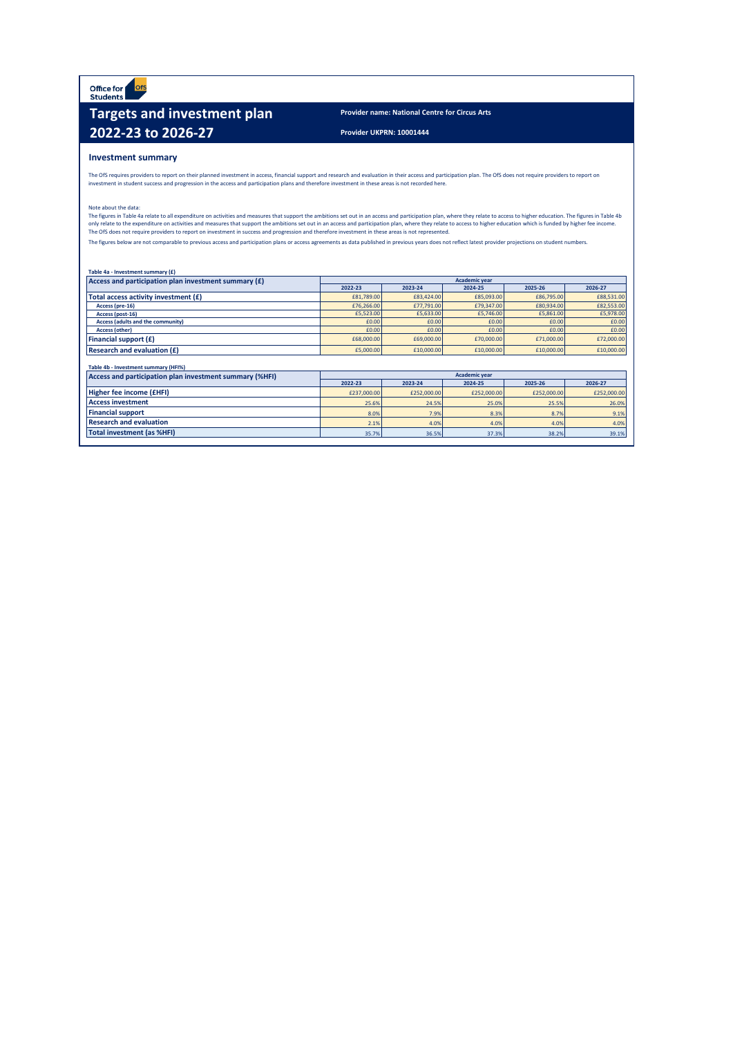Office for Students

# Targets and investment plan 2022-23 to 2026-27

**Provider name: National Centre for Circus Arts**

**Provider UKPRN: 10001444**

## Investment summary

The OfS requires providers to report on their planned investment in access, financial support and research and evaluation in their access and participation plan. The OfS does not require providers to report on investment in student success and progression in the access and participation plans and therefore investment in these areas is not recorded here.

Note about the data:

The figures in Table 4a relate to all expenditure on activities and measures that support the ambitions set out in an access and participation plan, where they relate to access to higher education. The figures in Table 4b only relate to the expenditure on activities and measures that support the ambitions set out in an access and participation plan, where they relate to access to higher education which is funded by higher fee income. The OfS does not require providers to report on investment in success and progression and therefore investment in these areas is not represented.

The figures below are not comparable to previous access and participation plans or access agreements as data published in previous years does not reflect latest provider projections on student numbers.

**Table 4a - Investment summary (£)**

| Access and participation plan investment summary (£) | Academic year | | | | |
|---|---|---|---|---|---|
| | 2022-23 | 2023-24 | 2024-25 | 2025-26 | 2026-27 |
| **Total access activity investment (£)** | £81,789.00 | £83,424.00 | £85,093.00 | £86,795.00 | £88,531.00 |
| Access (pre-16) | £76,266.00 | £77,791.00 | £79,347.00 | £80,934.00 | £82,553.00 |
| Access (post-16) | £5,523.00 | £5,633.00 | £5,746.00 | £5,861.00 | £5,978.00 |
| Access (adults and the community) | £0.00 | £0.00 | £0.00 | £0.00 | £0.00 |
| Access (other) | £0.00 | £0.00 | £0.00 | £0.00 | £0.00 |
| **Financial support (£)** | £68,000.00 | £69,000.00 | £70,000.00 | £71,000.00 | £72,000.00 |
| **Research and evaluation (£)** | £5,000.00 | £10,000.00 | £10,000.00 | £10,000.00 | £10,000.00 |

**Table 4b - Investment summary (HFI%)**

| Access and participation plan investment summary (%HFI) | Academic year | | | | |
|---|---|---|---|---|---|
| | 2022-23 | 2023-24 | 2024-25 | 2025-26 | 2026-27 |
| **Higher fee income (£HFI)** | £237,000.00 | £252,000.00 | £252,000.00 | £252,000.00 | £252,000.00 |
| **Access investment** | 25.6% | 24.5% | 25.0% | 25.5% | 26.0% |
| **Financial support** | 8.0% | 7.9% | 8.3% | 8.7% | 9.1% |
| **Research and evaluation** | 2.1% | 4.0% | 4.0% | 4.0% | 4.0% |
| **Total investment (as %HFI)** | 35.7% | 36.5% | 37.3% | 38.2% | 39.1% |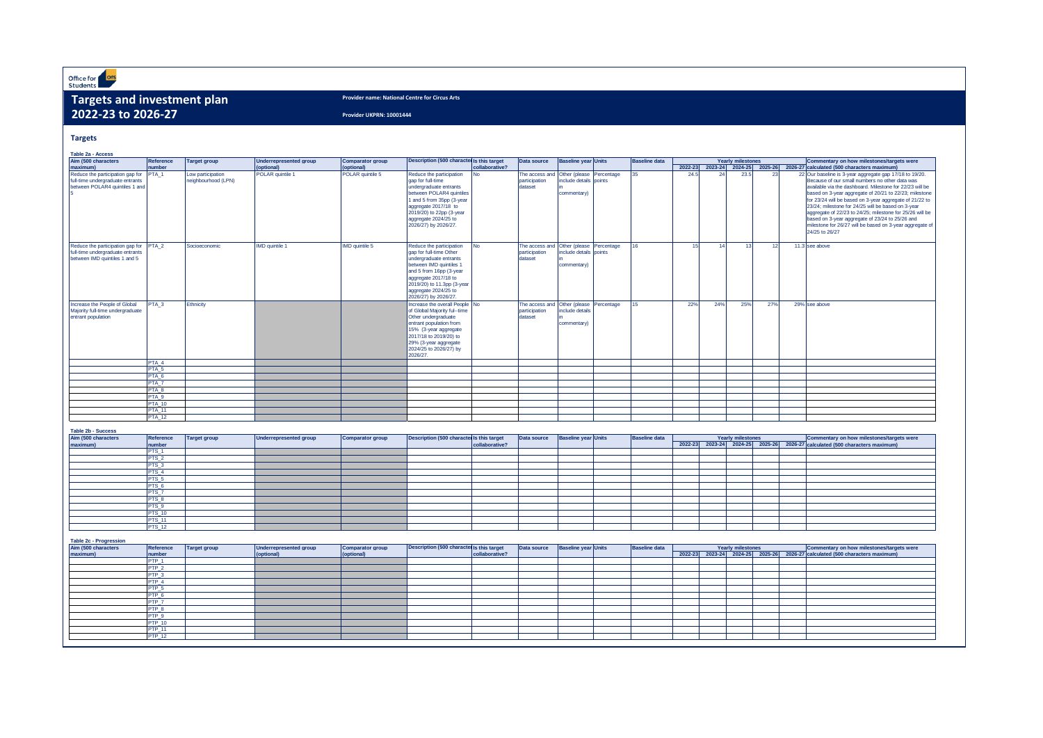Office for Students

# Targets and investment plan 2022-23 to 2026-27

**Provider name: National Centre for Circus Arts**

**Provider UKPRN: 10001444**

## Targets

### Table 2a - Access

| Aim (500 characters maximum) | Reference number | Target group | Underrepresented group (optional) | Comparator group (optional) | Description (500 characters maximum) | Is this target collaborative? | Data source | Baseline year | Units | Baseline data | Yearly milestones 2022-23 | 2023-24 | 2024-25 | 2025-26 | 2026-27 | Commentary on how milestones/targets were calculated (500 characters maximum) |
|---|---|---|---|---|---|---|---|---|---|---|---|---|---|---|---|---|
| Reduce the participation gap for full-time undergraduate entrants between POLAR4 quintiles 1 and 5 | PTA_1 | Low participation neighbourhood (LPN) | POLAR quintile 1 | POLAR quintile 5 | Reduce the participation gap for full-time undergraduate entrants between POLAR4 quintiles 1 and 5 from 35pp (3-year aggregate 2017/18 to 2019/20) to 22pp (3-year aggregate 2024/25 to 2026/27) by 2026/27. | No | The access and participation dataset | Other (please include details in commentary) | Percentage points | 35 | 24.5 | 24 | 23.5 | 23 | 22 | Our baseline is 3-year aggregate gap 17/18 to 19/20. Because of our small numbers no other data was available via the dashboard. Milestone for 22/23 will be based on 3-year aggregate of 20/21 to 22/23; milestone for 23/24 will be based on 3-year aggregate of 21/22 to 23/24; milestone for 24/25 will be based on 3-year aggregate of 22/23 to 24/25; milestone for 25/26 will be based on 3-year aggregate of 23/24 to 25/26 and milestone for 26/27 will be based on 3-year aggregate of 24/25 to 26/27 |
| Reduce the participation gap for full-time undergraduate entrants between IMD quintiles 1 and 5 | PTA_2 | Socioeconomic | IMD quintile 1 | IMD quintile 5 | Reduce the participation gap for full-time Other undergraduate entrants between IMD quintiles 1 and 5 from 16pp (3-year aggregate 2017/18 to 2019/20) to 11.3pp (3-year aggregate 2024/25 to 2026/27) by 2026/27. | No | The access and participation dataset | Other (please include details in commentary) | Percentage points | 16 | 15 | 14 | 13 | 12 | 11.3 | see above |
| Increase the People of Global Majority full-time undergraduate entrant population | PTA_3 | Ethnicity | | | Increase the overall People of Global Majority ful--time Other undergraduate entrant population from 15% (3-year aggregate 2017/18 to 2019/20) to 29% (3-year aggregate 2024/25 to 2026/27) by 2026/27. | No | The access and participation dataset | Other (please include details in commentary) | Percentage | 15 | 22% | 24% | 25% | 27% | 29% | see above |
| | PTA_4 | | | | | | | | | | | | | | | |
| | PTA_5 | | | | | | | | | | | | | | | |
| | PTA_6 | | | | | | | | | | | | | | | |
| | PTA_7 | | | | | | | | | | | | | | | |
| | PTA_8 | | | | | | | | | | | | | | | |
| | PTA_9 | | | | | | | | | | | | | | | |
| | PTA_10 | | | | | | | | | | | | | | | |
| | PTA_11 | | | | | | | | | | | | | | | |
| | PTA_12 | | | | | | | | | | | | | | | |

### Table 2b - Success

| Aim (500 characters maximum) | Reference number | Target group | Underrepresented group | Comparator group | Description (500 characters maximum) | Is this target collaborative? | Data source | Baseline year | Units | Baseline data | Yearly milestones 2022-23 | 2023-24 | 2024-25 | 2025-26 | 2026-27 | Commentary on how milestones/targets were calculated (500 characters maximum) |
|---|---|---|---|---|---|---|---|---|---|---|---|---|---|---|---|---|
| | PTS_1 | | | | | | | | | | | | | | | |
| | PTS_2 | | | | | | | | | | | | | | | |
| | PTS_3 | | | | | | | | | | | | | | | |
| | PTS_4 | | | | | | | | | | | | | | | |
| | PTS_5 | | | | | | | | | | | | | | | |
| | PTS_6 | | | | | | | | | | | | | | | |
| | PTS_7 | | | | | | | | | | | | | | | |
| | PTS_8 | | | | | | | | | | | | | | | |
| | PTS_9 | | | | | | | | | | | | | | | |
| | PTS_10 | | | | | | | | | | | | | | | |
| | PTS_11 | | | | | | | | | | | | | | | |
| | PTS_12 | | | | | | | | | | | | | | | |

### Table 2c - Progression

| Aim (500 characters maximum) | Reference number | Target group | Underrepresented group (optional) | Comparator group (optional) | Description (500 characters maximum) | Is this target collaborative? | Data source | Baseline year | Units | Baseline data | Yearly milestones 2022-23 | 2023-24 | 2024-25 | 2025-26 | 2026-27 | Commentary on how milestones/targets were calculated (500 characters maximum) |
|---|---|---|---|---|---|---|---|---|---|---|---|---|---|---|---|---|
| | PTP_1 | | | | | | | | | | | | | | | |
| | PTP_2 | | | | | | | | | | | | | | | |
| | PTP_3 | | | | | | | | | | | | | | | |
| | PTP_4 | | | | | | | | | | | | | | | |
| | PTP_5 | | | | | | | | | | | | | | | |
| | PTP_6 | | | | | | | | | | | | | | | |
| | PTP_7 | | | | | | | | | | | | | | | |
| | PTP_8 | | | | | | | | | | | | | | | |
| | PTP_9 | | | | | | | | | | | | | | | |
| | PTP_10 | | | | | | | | | | | | | | | |
| | PTP_11 | | | | | | | | | | | | | | | |
| | PTP_12 | | | | | | | | | | | | | | | |